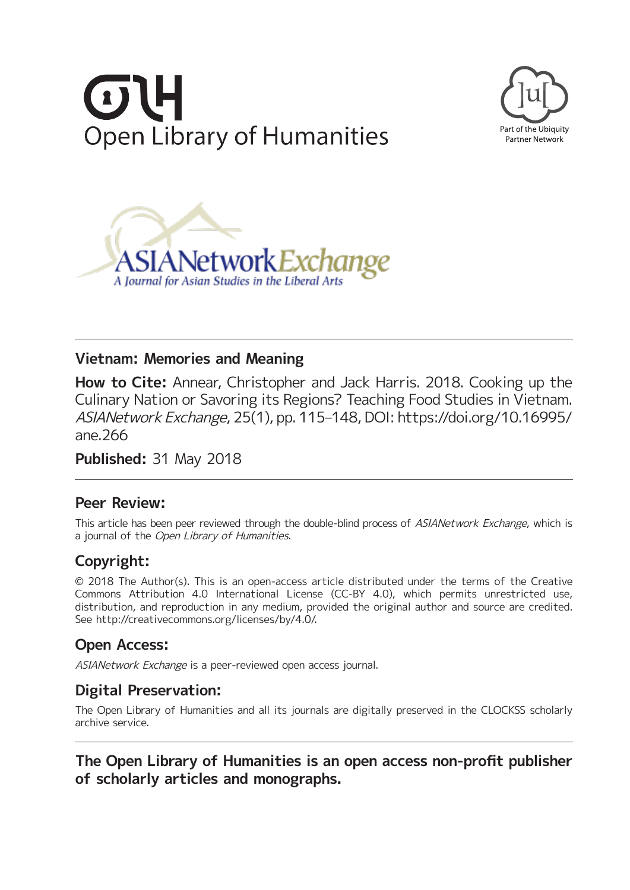Open Library of Humanities

Part of the Ubiquity Partner Network

ASIANetwork Exchange
A Journal for Asian Studies in the Liberal Arts

## Vietnam: Memories and Meaning

**How to Cite:** Annear, Christopher and Jack Harris. 2018. Cooking up the Culinary Nation or Savoring its Regions? Teaching Food Studies in Vietnam. *ASIANetwork Exchange*, 25(1), pp. 115–148, DOI: https://doi.org/10.16995/ane.266

**Published:** 31 May 2018

## Peer Review:

This article has been peer reviewed through the double-blind process of *ASIANetwork Exchange*, which is a journal of the *Open Library of Humanities*.

## Copyright:

© 2018 The Author(s). This is an open-access article distributed under the terms of the Creative Commons Attribution 4.0 International License (CC-BY 4.0), which permits unrestricted use, distribution, and reproduction in any medium, provided the original author and source are credited. See http://creativecommons.org/licenses/by/4.0/.

## Open Access:

*ASIANetwork Exchange* is a peer-reviewed open access journal.

## Digital Preservation:

The Open Library of Humanities and all its journals are digitally preserved in the CLOCKSS scholarly archive service.

**The Open Library of Humanities is an open access non-profit publisher of scholarly articles and monographs.**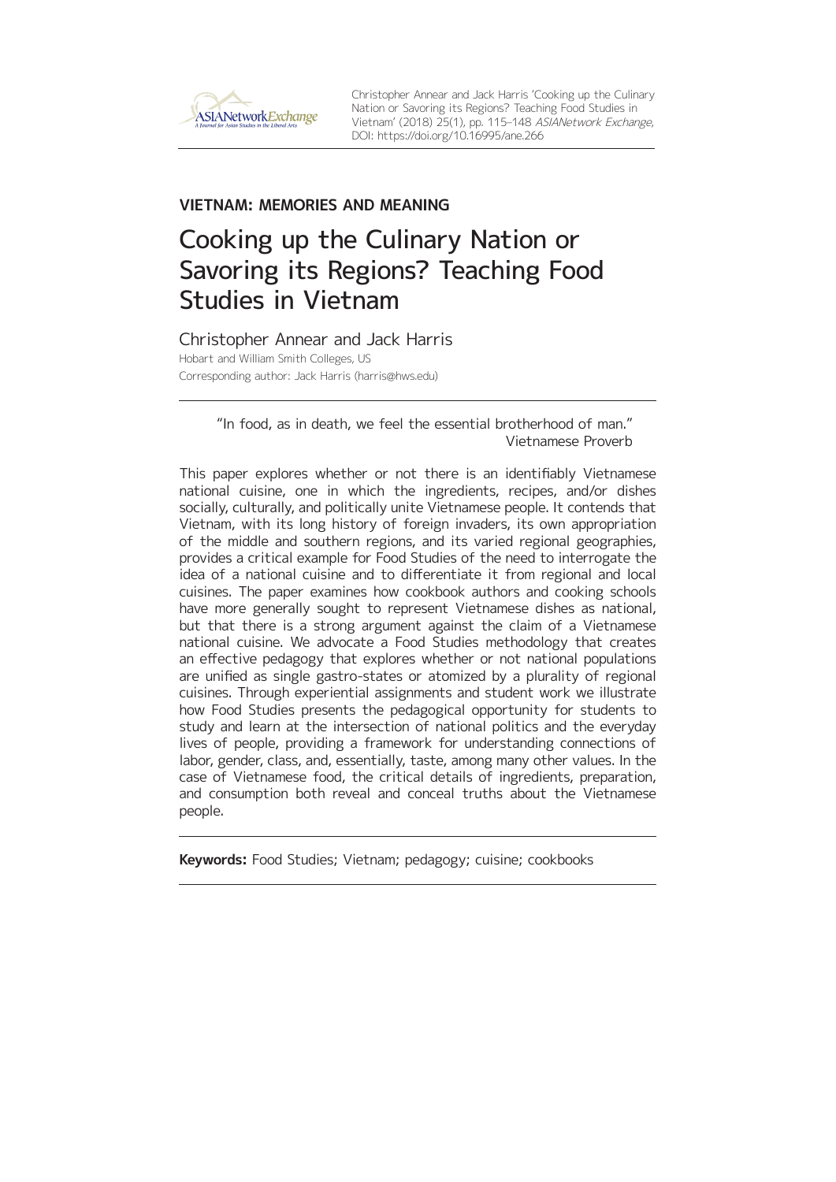VIETNAM: MEMORIES AND MEANING

# Cooking up the Culinary Nation or Savoring its Regions? Teaching Food Studies in Vietnam

Christopher Annear and Jack Harris

Hobart and William Smith Colleges, US

Corresponding author: Jack Harris (harris@hws.edu)

> "In food, as in death, we feel the essential brotherhood of man."
> Vietnamese Proverb

This paper explores whether or not there is an identifiably Vietnamese national cuisine, one in which the ingredients, recipes, and/or dishes socially, culturally, and politically unite Vietnamese people. It contends that Vietnam, with its long history of foreign invaders, its own appropriation of the middle and southern regions, and its varied regional geographies, provides a critical example for Food Studies of the need to interrogate the idea of a national cuisine and to differentiate it from regional and local cuisines. The paper examines how cookbook authors and cooking schools have more generally sought to represent Vietnamese dishes as national, but that there is a strong argument against the claim of a Vietnamese national cuisine. We advocate a Food Studies methodology that creates an effective pedagogy that explores whether or not national populations are unified as single gastro-states or atomized by a plurality of regional cuisines. Through experiential assignments and student work we illustrate how Food Studies presents the pedagogical opportunity for students to study and learn at the intersection of national politics and the everyday lives of people, providing a framework for understanding connections of labor, gender, class, and, essentially, taste, among many other values. In the case of Vietnamese food, the critical details of ingredients, preparation, and consumption both reveal and conceal truths about the Vietnamese people.

**Keywords:** Food Studies; Vietnam; pedagogy; cuisine; cookbooks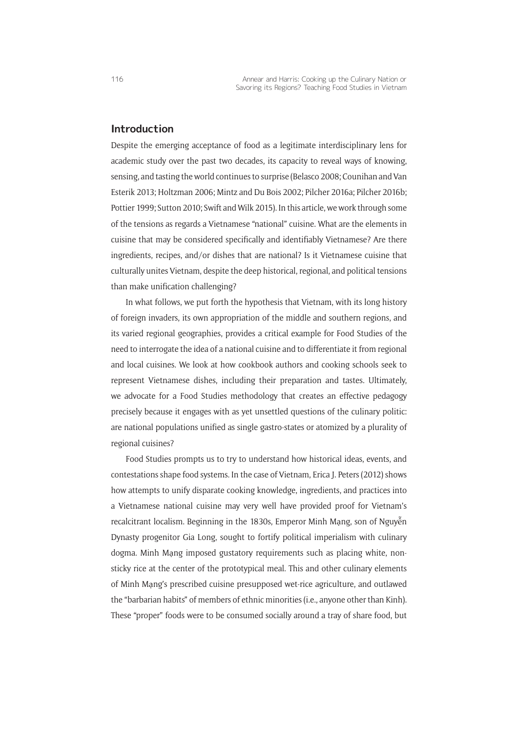## Introduction

Despite the emerging acceptance of food as a legitimate interdisciplinary lens for academic study over the past two decades, its capacity to reveal ways of knowing, sensing, and tasting the world continues to surprise (Belasco 2008; Counihan and Van Esterik 2013; Holtzman 2006; Mintz and Du Bois 2002; Pilcher 2016a; Pilcher 2016b; Pottier 1999; Sutton 2010; Swift and Wilk 2015). In this article, we work through some of the tensions as regards a Vietnamese "national" cuisine. What are the elements in cuisine that may be considered specifically and identifiably Vietnamese? Are there ingredients, recipes, and/or dishes that are national? Is it Vietnamese cuisine that culturally unites Vietnam, despite the deep historical, regional, and political tensions than make unification challenging?

In what follows, we put forth the hypothesis that Vietnam, with its long history of foreign invaders, its own appropriation of the middle and southern regions, and its varied regional geographies, provides a critical example for Food Studies of the need to interrogate the idea of a national cuisine and to differentiate it from regional and local cuisines. We look at how cookbook authors and cooking schools seek to represent Vietnamese dishes, including their preparation and tastes. Ultimately, we advocate for a Food Studies methodology that creates an effective pedagogy precisely because it engages with as yet unsettled questions of the culinary politic: are national populations unified as single gastro-states or atomized by a plurality of regional cuisines?

Food Studies prompts us to try to understand how historical ideas, events, and contestations shape food systems. In the case of Vietnam, Erica J. Peters (2012) shows how attempts to unify disparate cooking knowledge, ingredients, and practices into a Vietnamese national cuisine may very well have provided proof for Vietnam's recalcitrant localism. Beginning in the 1830s, Emperor Minh Mạng, son of Nguyễn Dynasty progenitor Gia Long, sought to fortify political imperialism with culinary dogma. Minh Mạng imposed gustatory requirements such as placing white, non-sticky rice at the center of the prototypical meal. This and other culinary elements of Minh Mạng's prescribed cuisine presupposed wet-rice agriculture, and outlawed the "barbarian habits" of members of ethnic minorities (i.e., anyone other than Kinh). These "proper" foods were to be consumed socially around a tray of share food, but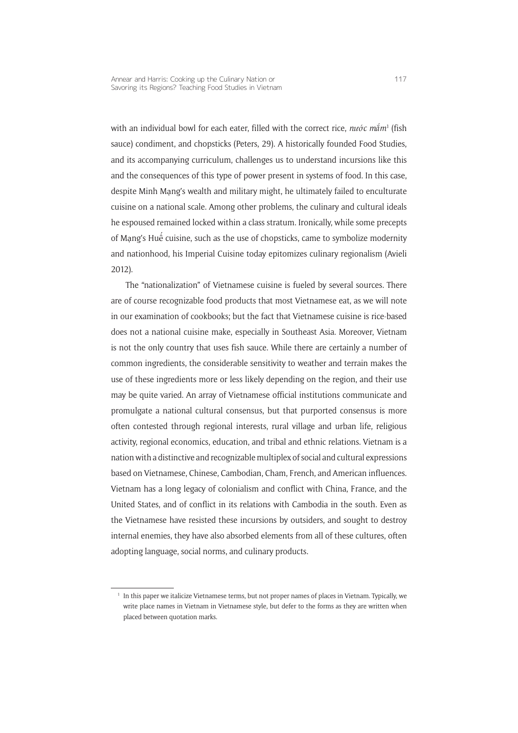with an individual bowl for each eater, filled with the correct rice, *nước mắm*[1] (fish sauce) condiment, and chopsticks (Peters, 29). A historically founded Food Studies, and its accompanying curriculum, challenges us to understand incursions like this and the consequences of this type of power present in systems of food. In this case, despite Minh Mạng's wealth and military might, he ultimately failed to enculturate cuisine on a national scale. Among other problems, the culinary and cultural ideals he espoused remained locked within a class stratum. Ironically, while some precepts of Mạng's Huế cuisine, such as the use of chopsticks, came to symbolize modernity and nationhood, his Imperial Cuisine today epitomizes culinary regionalism (Avieli 2012).

The "nationalization" of Vietnamese cuisine is fueled by several sources. There are of course recognizable food products that most Vietnamese eat, as we will note in our examination of cookbooks; but the fact that Vietnamese cuisine is rice-based does not a national cuisine make, especially in Southeast Asia. Moreover, Vietnam is not the only country that uses fish sauce. While there are certainly a number of common ingredients, the considerable sensitivity to weather and terrain makes the use of these ingredients more or less likely depending on the region, and their use may be quite varied. An array of Vietnamese official institutions communicate and promulgate a national cultural consensus, but that purported consensus is more often contested through regional interests, rural village and urban life, religious activity, regional economics, education, and tribal and ethnic relations. Vietnam is a nation with a distinctive and recognizable multiplex of social and cultural expressions based on Vietnamese, Chinese, Cambodian, Cham, French, and American influences. Vietnam has a long legacy of colonialism and conflict with China, France, and the United States, and of conflict in its relations with Cambodia in the south. Even as the Vietnamese have resisted these incursions by outsiders, and sought to destroy internal enemies, they have also absorbed elements from all of these cultures, often adopting language, social norms, and culinary products.

[1] In this paper we italicize Vietnamese terms, but not proper names of places in Vietnam. Typically, we write place names in Vietnam in Vietnamese style, but defer to the forms as they are written when placed between quotation marks.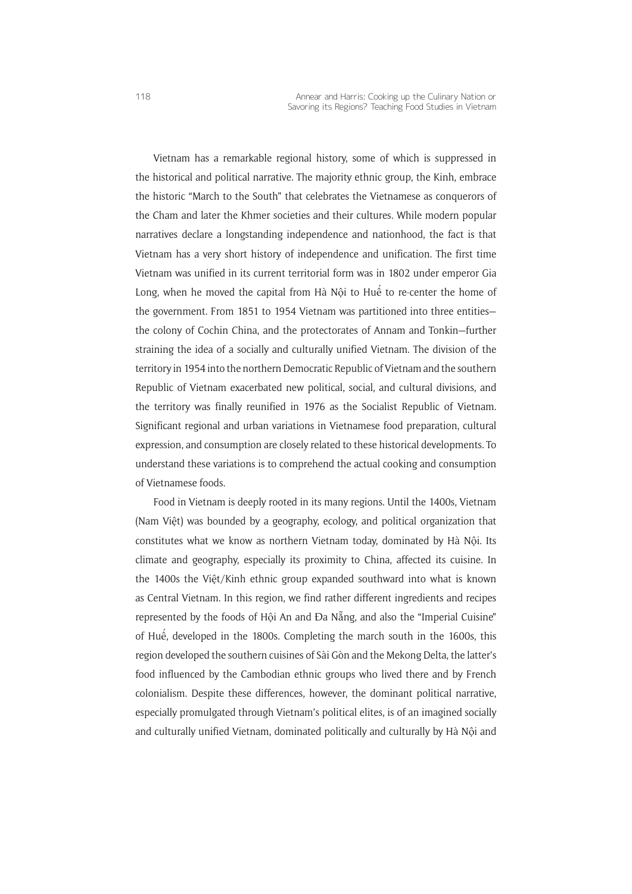Vietnam has a remarkable regional history, some of which is suppressed in the historical and political narrative. The majority ethnic group, the Kinh, embrace the historic "March to the South" that celebrates the Vietnamese as conquerors of the Cham and later the Khmer societies and their cultures. While modern popular narratives declare a longstanding independence and nationhood, the fact is that Vietnam has a very short history of independence and unification. The first time Vietnam was unified in its current territorial form was in 1802 under emperor Gia Long, when he moved the capital from Hà Nội to Huế to re-center the home of the government. From 1851 to 1954 Vietnam was partitioned into three entities—the colony of Cochin China, and the protectorates of Annam and Tonkin—further straining the idea of a socially and culturally unified Vietnam. The division of the territory in 1954 into the northern Democratic Republic of Vietnam and the southern Republic of Vietnam exacerbated new political, social, and cultural divisions, and the territory was finally reunified in 1976 as the Socialist Republic of Vietnam. Significant regional and urban variations in Vietnamese food preparation, cultural expression, and consumption are closely related to these historical developments. To understand these variations is to comprehend the actual cooking and consumption of Vietnamese foods.

Food in Vietnam is deeply rooted in its many regions. Until the 1400s, Vietnam (Nam Việt) was bounded by a geography, ecology, and political organization that constitutes what we know as northern Vietnam today, dominated by Hà Nội. Its climate and geography, especially its proximity to China, affected its cuisine. In the 1400s the Việt/Kinh ethnic group expanded southward into what is known as Central Vietnam. In this region, we find rather different ingredients and recipes represented by the foods of Hội An and Đa Nẵng, and also the "Imperial Cuisine" of Huế, developed in the 1800s. Completing the march south in the 1600s, this region developed the southern cuisines of Sài Gòn and the Mekong Delta, the latter's food influenced by the Cambodian ethnic groups who lived there and by French colonialism. Despite these differences, however, the dominant political narrative, especially promulgated through Vietnam's political elites, is of an imagined socially and culturally unified Vietnam, dominated politically and culturally by Hà Nội and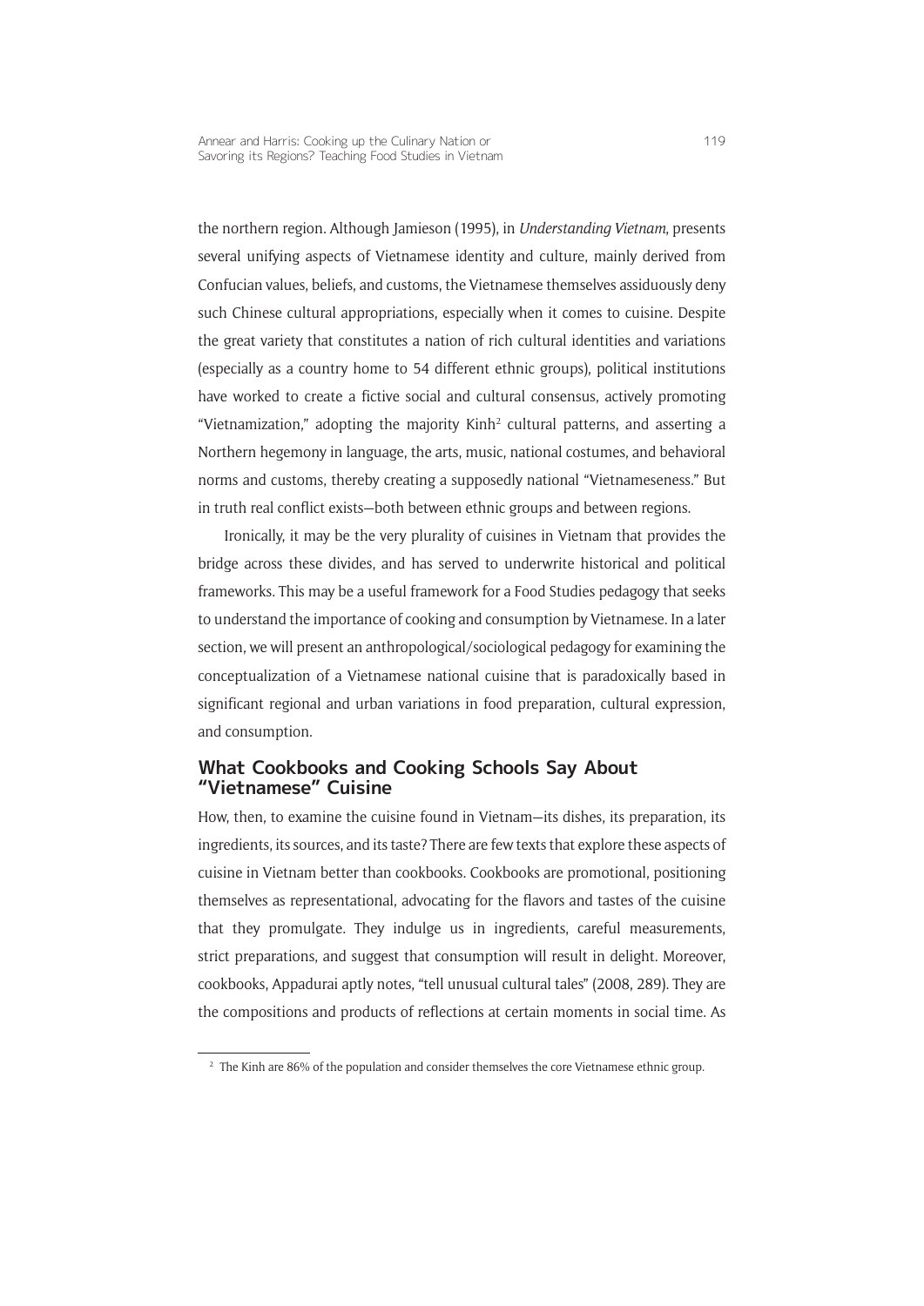the northern region. Although Jamieson (1995), in *Understanding Vietnam*, presents several unifying aspects of Vietnamese identity and culture, mainly derived from Confucian values, beliefs, and customs, the Vietnamese themselves assiduously deny such Chinese cultural appropriations, especially when it comes to cuisine. Despite the great variety that constitutes a nation of rich cultural identities and variations (especially as a country home to 54 different ethnic groups), political institutions have worked to create a fictive social and cultural consensus, actively promoting "Vietnamization," adopting the majority Kinh[2] cultural patterns, and asserting a Northern hegemony in language, the arts, music, national costumes, and behavioral norms and customs, thereby creating a supposedly national "Vietnameseness." But in truth real conflict exists—both between ethnic groups and between regions.

Ironically, it may be the very plurality of cuisines in Vietnam that provides the bridge across these divides, and has served to underwrite historical and political frameworks. This may be a useful framework for a Food Studies pedagogy that seeks to understand the importance of cooking and consumption by Vietnamese. In a later section, we will present an anthropological/sociological pedagogy for examining the conceptualization of a Vietnamese national cuisine that is paradoxically based in significant regional and urban variations in food preparation, cultural expression, and consumption.

## What Cookbooks and Cooking Schools Say About "Vietnamese" Cuisine

How, then, to examine the cuisine found in Vietnam—its dishes, its preparation, its ingredients, its sources, and its taste? There are few texts that explore these aspects of cuisine in Vietnam better than cookbooks. Cookbooks are promotional, positioning themselves as representational, advocating for the flavors and tastes of the cuisine that they promulgate. They indulge us in ingredients, careful measurements, strict preparations, and suggest that consumption will result in delight. Moreover, cookbooks, Appadurai aptly notes, "tell unusual cultural tales" (2008, 289). They are the compositions and products of reflections at certain moments in social time. As

[2] The Kinh are 86% of the population and consider themselves the core Vietnamese ethnic group.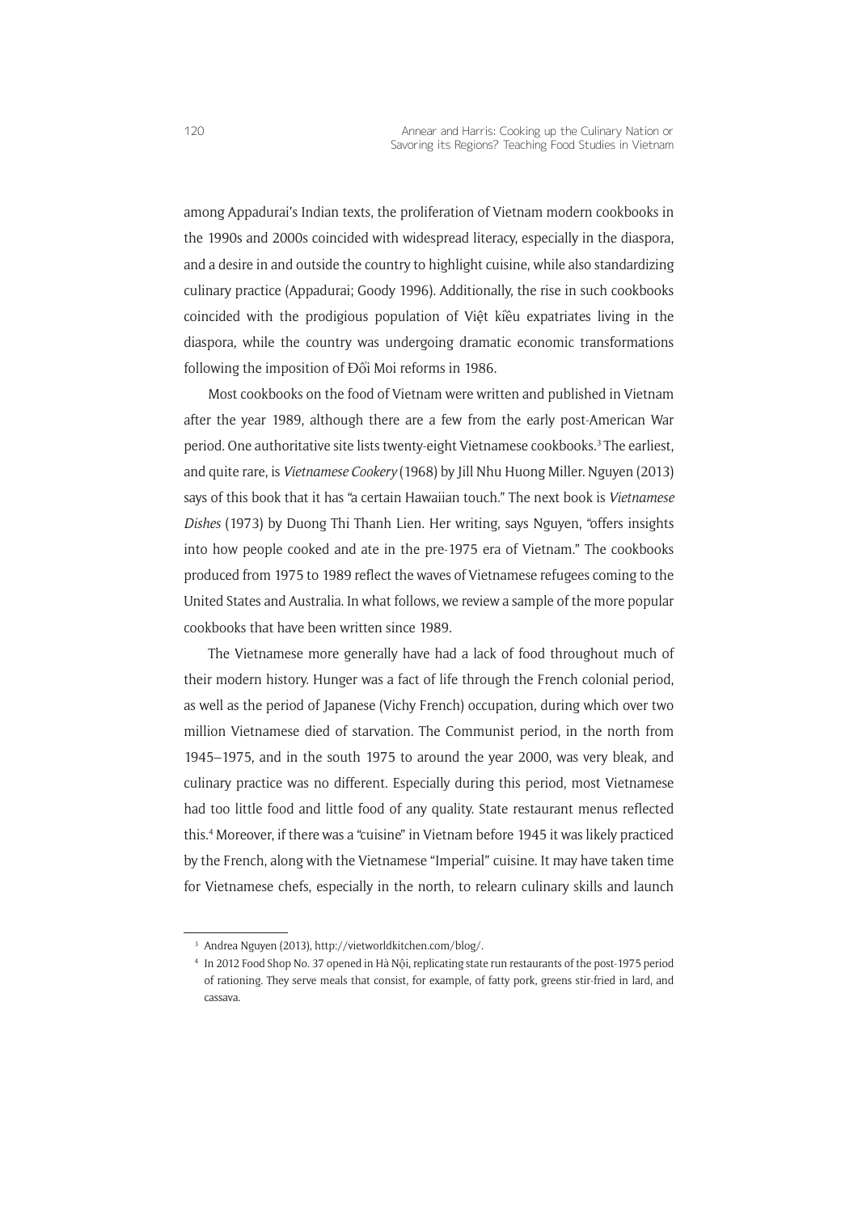among Appadurai's Indian texts, the proliferation of Vietnam modern cookbooks in the 1990s and 2000s coincided with widespread literacy, especially in the diaspora, and a desire in and outside the country to highlight cuisine, while also standardizing culinary practice (Appadurai; Goody 1996). Additionally, the rise in such cookbooks coincided with the prodigious population of Việt kiều expatriates living in the diaspora, while the country was undergoing dramatic economic transformations following the imposition of Đổi Moi reforms in 1986.

Most cookbooks on the food of Vietnam were written and published in Vietnam after the year 1989, although there are a few from the early post-American War period. One authoritative site lists twenty-eight Vietnamese cookbooks.[3] The earliest, and quite rare, is *Vietnamese Cookery* (1968) by Jill Nhu Huong Miller. Nguyen (2013) says of this book that it has "a certain Hawaiian touch." The next book is *Vietnamese Dishes* (1973) by Duong Thi Thanh Lien. Her writing, says Nguyen, "offers insights into how people cooked and ate in the pre-1975 era of Vietnam." The cookbooks produced from 1975 to 1989 reflect the waves of Vietnamese refugees coming to the United States and Australia. In what follows, we review a sample of the more popular cookbooks that have been written since 1989.

The Vietnamese more generally have had a lack of food throughout much of their modern history. Hunger was a fact of life through the French colonial period, as well as the period of Japanese (Vichy French) occupation, during which over two million Vietnamese died of starvation. The Communist period, in the north from 1945–1975, and in the south 1975 to around the year 2000, was very bleak, and culinary practice was no different. Especially during this period, most Vietnamese had too little food and little food of any quality. State restaurant menus reflected this.[4] Moreover, if there was a "cuisine" in Vietnam before 1945 it was likely practiced by the French, along with the Vietnamese "Imperial" cuisine. It may have taken time for Vietnamese chefs, especially in the north, to relearn culinary skills and launch

---

[3] Andrea Nguyen (2013), http://vietworldkitchen.com/blog/.

[4] In 2012 Food Shop No. 37 opened in Hà Nội, replicating state run restaurants of the post-1975 period of rationing. They serve meals that consist, for example, of fatty pork, greens stir-fried in lard, and cassava.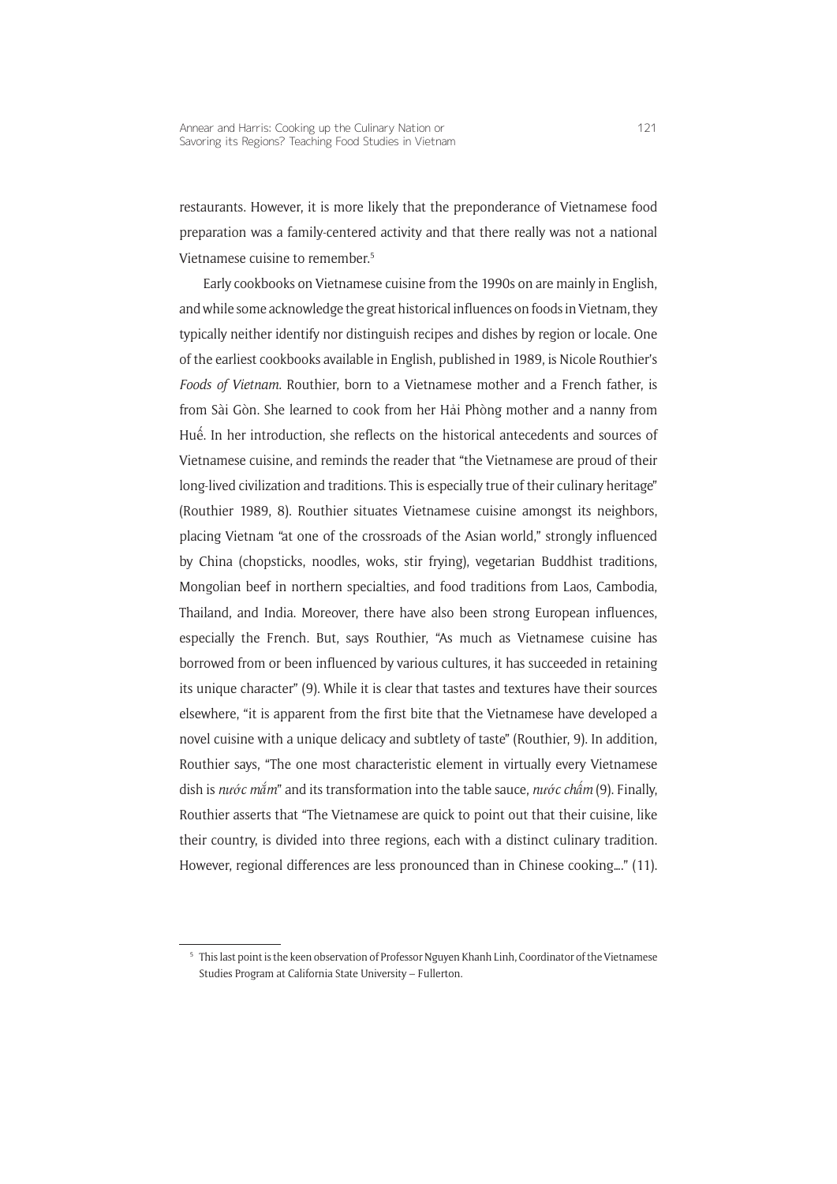restaurants. However, it is more likely that the preponderance of Vietnamese food preparation was a family-centered activity and that there really was not a national Vietnamese cuisine to remember.[5]

Early cookbooks on Vietnamese cuisine from the 1990s on are mainly in English, and while some acknowledge the great historical influences on foods in Vietnam, they typically neither identify nor distinguish recipes and dishes by region or locale. One of the earliest cookbooks available in English, published in 1989, is Nicole Routhier's *Foods of Vietnam*. Routhier, born to a Vietnamese mother and a French father, is from Sài Gòn. She learned to cook from her Hải Phòng mother and a nanny from Huế. In her introduction, she reflects on the historical antecedents and sources of Vietnamese cuisine, and reminds the reader that "the Vietnamese are proud of their long-lived civilization and traditions. This is especially true of their culinary heritage" (Routhier 1989, 8). Routhier situates Vietnamese cuisine amongst its neighbors, placing Vietnam "at one of the crossroads of the Asian world," strongly influenced by China (chopsticks, noodles, woks, stir frying), vegetarian Buddhist traditions, Mongolian beef in northern specialties, and food traditions from Laos, Cambodia, Thailand, and India. Moreover, there have also been strong European influences, especially the French. But, says Routhier, "As much as Vietnamese cuisine has borrowed from or been influenced by various cultures, it has succeeded in retaining its unique character" (9). While it is clear that tastes and textures have their sources elsewhere, "it is apparent from the first bite that the Vietnamese have developed a novel cuisine with a unique delicacy and subtlety of taste" (Routhier, 9). In addition, Routhier says, "The one most characteristic element in virtually every Vietnamese dish is *nước mắm*" and its transformation into the table sauce, *nước chấm* (9). Finally, Routhier asserts that "The Vietnamese are quick to point out that their cuisine, like their country, is divided into three regions, each with a distinct culinary tradition. However, regional differences are less pronounced than in Chinese cooking...." (11).

[5] This last point is the keen observation of Professor Nguyen Khanh Linh, Coordinator of the Vietnamese Studies Program at California State University – Fullerton.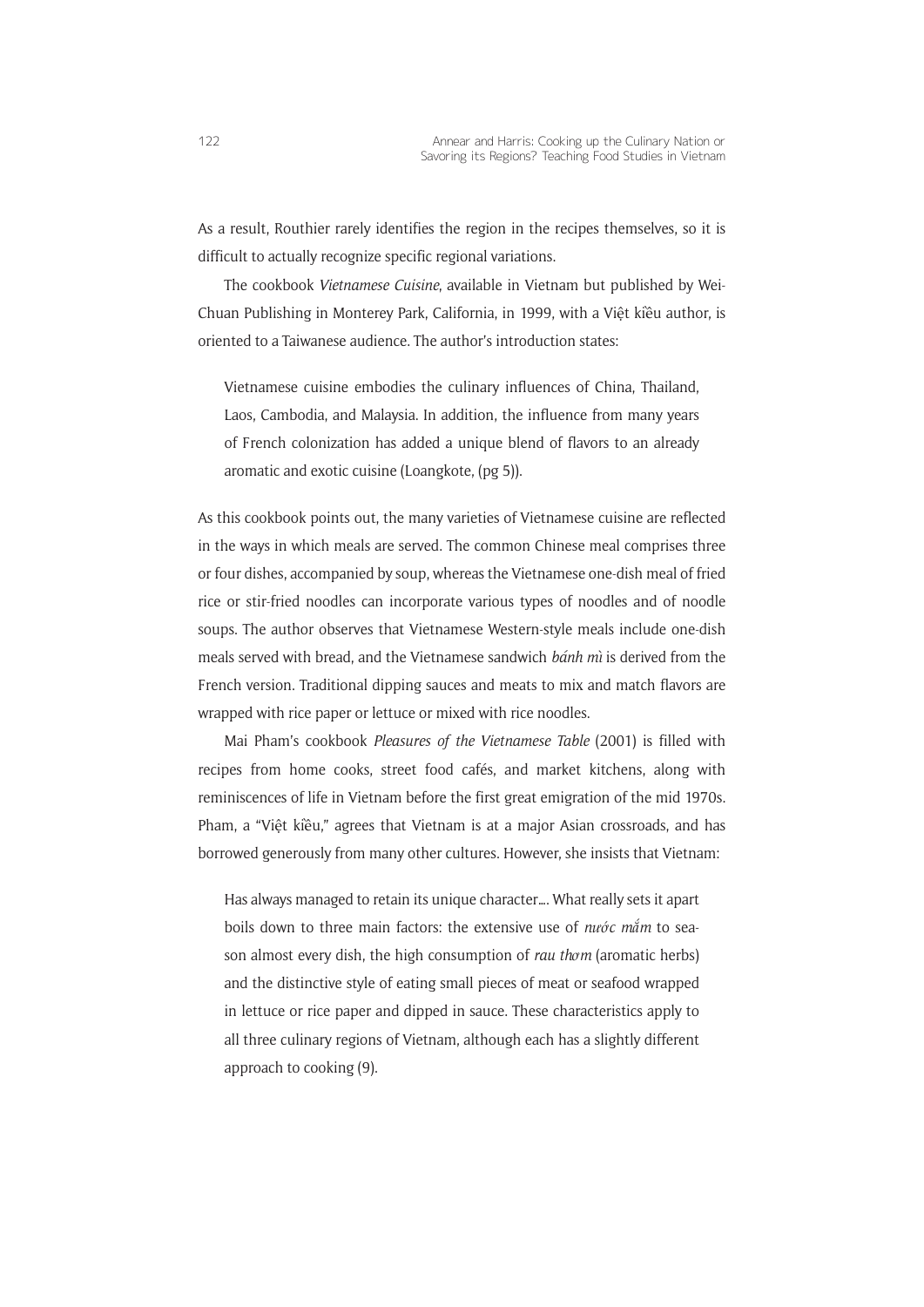As a result, Routhier rarely identifies the region in the recipes themselves, so it is difficult to actually recognize specific regional variations.

The cookbook *Vietnamese Cuisine*, available in Vietnam but published by Wei-Chuan Publishing in Monterey Park, California, in 1999, with a Việt kiều author, is oriented to a Taiwanese audience. The author's introduction states:

> Vietnamese cuisine embodies the culinary influences of China, Thailand, Laos, Cambodia, and Malaysia. In addition, the influence from many years of French colonization has added a unique blend of flavors to an already aromatic and exotic cuisine (Loangkote, (pg 5)).

As this cookbook points out, the many varieties of Vietnamese cuisine are reflected in the ways in which meals are served. The common Chinese meal comprises three or four dishes, accompanied by soup, whereas the Vietnamese one-dish meal of fried rice or stir-fried noodles can incorporate various types of noodles and of noodle soups. The author observes that Vietnamese Western-style meals include one-dish meals served with bread, and the Vietnamese sandwich *bánh mì* is derived from the French version. Traditional dipping sauces and meats to mix and match flavors are wrapped with rice paper or lettuce or mixed with rice noodles.

Mai Pham's cookbook *Pleasures of the Vietnamese Table* (2001) is filled with recipes from home cooks, street food cafés, and market kitchens, along with reminiscences of life in Vietnam before the first great emigration of the mid 1970s. Pham, a "Việt kiều," agrees that Vietnam is at a major Asian crossroads, and has borrowed generously from many other cultures. However, she insists that Vietnam:

> Has always managed to retain its unique character.... What really sets it apart boils down to three main factors: the extensive use of *nước mắm* to season almost every dish, the high consumption of *rau thơm* (aromatic herbs) and the distinctive style of eating small pieces of meat or seafood wrapped in lettuce or rice paper and dipped in sauce. These characteristics apply to all three culinary regions of Vietnam, although each has a slightly different approach to cooking (9).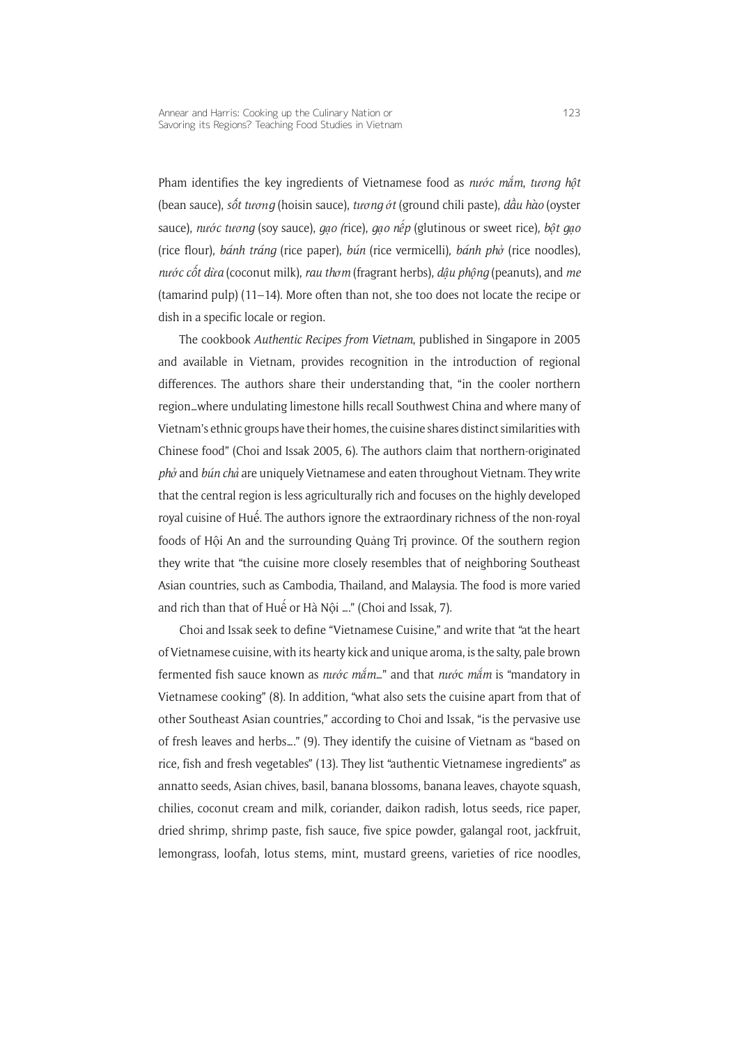Pham identifies the key ingredients of Vietnamese food as *nước mắm*, *tương hột* (bean sauce), *sốt tương* (hoisin sauce), *tương ớt* (ground chili paste), *dầu hào* (oyster sauce), *nước tương* (soy sauce), *gạo (*rice), *gạo nếp* (glutinous or sweet rice), *bột gạo* (rice flour), *bánh tráng* (rice paper), *bún* (rice vermicelli), *bánh phở* (rice noodles), *nước cốt dừa* (coconut milk), *rau thơm* (fragrant herbs), *đậu phộng* (peanuts), and *me* (tamarind pulp) (11–14). More often than not, she too does not locate the recipe or dish in a specific locale or region.

The cookbook *Authentic Recipes from Vietnam*, published in Singapore in 2005 and available in Vietnam, provides recognition in the introduction of regional differences. The authors share their understanding that, "in the cooler northern region…where undulating limestone hills recall Southwest China and where many of Vietnam's ethnic groups have their homes, the cuisine shares distinct similarities with Chinese food" (Choi and Issak 2005, 6). The authors claim that northern-originated *phở* and *bún chả* are uniquely Vietnamese and eaten throughout Vietnam. They write that the central region is less agriculturally rich and focuses on the highly developed royal cuisine of Huế. The authors ignore the extraordinary richness of the non-royal foods of Hội An and the surrounding Quảng Trị province. Of the southern region they write that "the cuisine more closely resembles that of neighboring Southeast Asian countries, such as Cambodia, Thailand, and Malaysia. The food is more varied and rich than that of Huế or Hà Nội …." (Choi and Issak, 7).

Choi and Issak seek to define "Vietnamese Cuisine," and write that "at the heart of Vietnamese cuisine, with its hearty kick and unique aroma, is the salty, pale brown fermented fish sauce known as *nước mắm*…" and that *nước mắm* is "mandatory in Vietnamese cooking" (8). In addition, "what also sets the cuisine apart from that of other Southeast Asian countries," according to Choi and Issak, "is the pervasive use of fresh leaves and herbs…." (9). They identify the cuisine of Vietnam as "based on rice, fish and fresh vegetables" (13). They list "authentic Vietnamese ingredients" as annatto seeds, Asian chives, basil, banana blossoms, banana leaves, chayote squash, chilies, coconut cream and milk, coriander, daikon radish, lotus seeds, rice paper, dried shrimp, shrimp paste, fish sauce, five spice powder, galangal root, jackfruit, lemongrass, loofah, lotus stems, mint, mustard greens, varieties of rice noodles,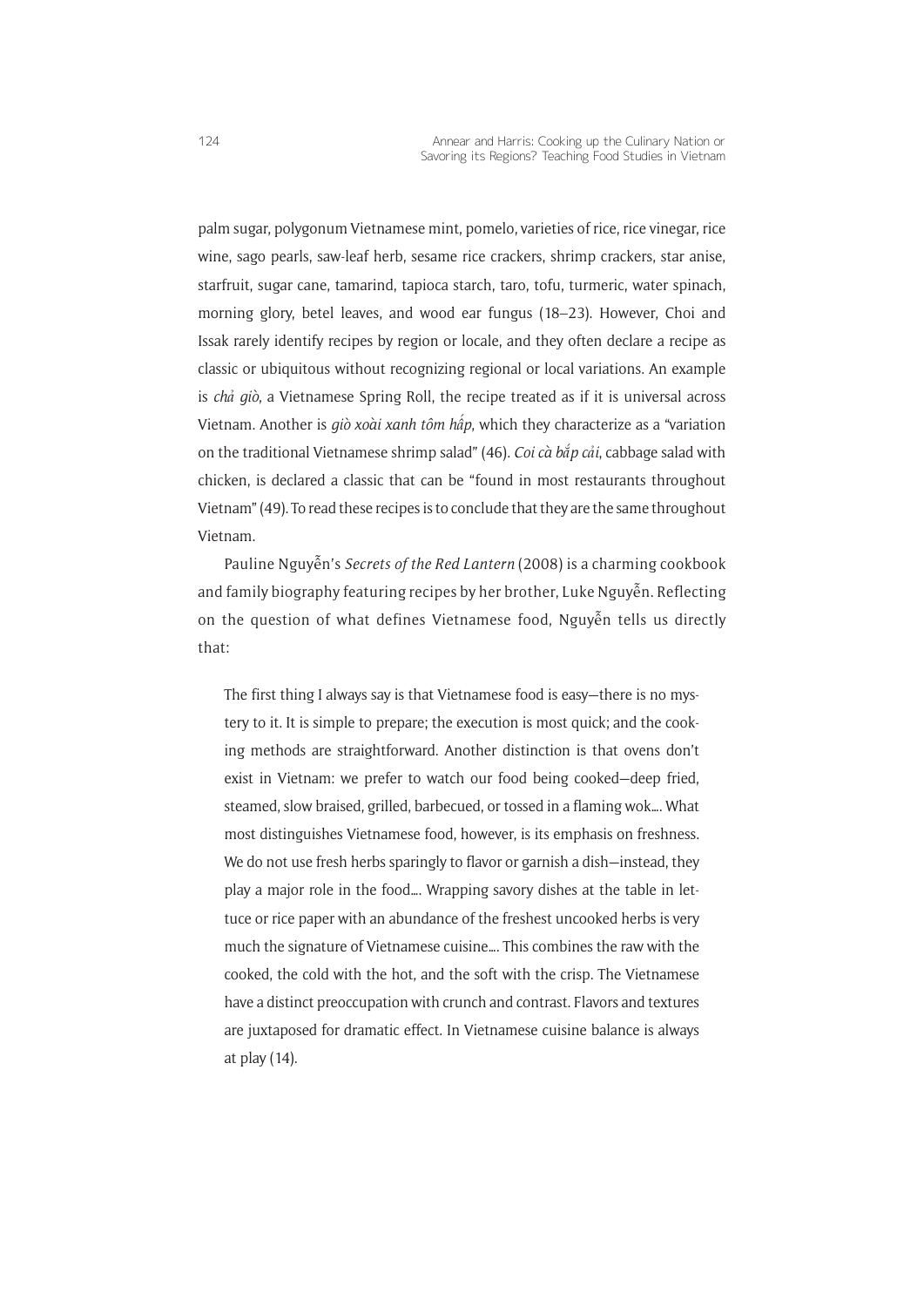palm sugar, polygonum Vietnamese mint, pomelo, varieties of rice, rice vinegar, rice wine, sago pearls, saw-leaf herb, sesame rice crackers, shrimp crackers, star anise, starfruit, sugar cane, tamarind, tapioca starch, taro, tofu, turmeric, water spinach, morning glory, betel leaves, and wood ear fungus (18–23). However, Choi and Issak rarely identify recipes by region or locale, and they often declare a recipe as classic or ubiquitous without recognizing regional or local variations. An example is *chả giò*, a Vietnamese Spring Roll, the recipe treated as if it is universal across Vietnam. Another is *giò xoài xanh tôm hấp*, which they characterize as a "variation on the traditional Vietnamese shrimp salad" (46). *Coi cà bắp cải*, cabbage salad with chicken, is declared a classic that can be "found in most restaurants throughout Vietnam" (49). To read these recipes is to conclude that they are the same throughout Vietnam.

Pauline Nguyễn's *Secrets of the Red Lantern* (2008) is a charming cookbook and family biography featuring recipes by her brother, Luke Nguyễn. Reflecting on the question of what defines Vietnamese food, Nguyễn tells us directly that:

> The first thing I always say is that Vietnamese food is easy—there is no mystery to it. It is simple to prepare; the execution is most quick; and the cooking methods are straightforward. Another distinction is that ovens don't exist in Vietnam: we prefer to watch our food being cooked—deep fried, steamed, slow braised, grilled, barbecued, or tossed in a flaming wok…. What most distinguishes Vietnamese food, however, is its emphasis on freshness. We do not use fresh herbs sparingly to flavor or garnish a dish—instead, they play a major role in the food…. Wrapping savory dishes at the table in lettuce or rice paper with an abundance of the freshest uncooked herbs is very much the signature of Vietnamese cuisine…. This combines the raw with the cooked, the cold with the hot, and the soft with the crisp. The Vietnamese have a distinct preoccupation with crunch and contrast. Flavors and textures are juxtaposed for dramatic effect. In Vietnamese cuisine balance is always at play (14).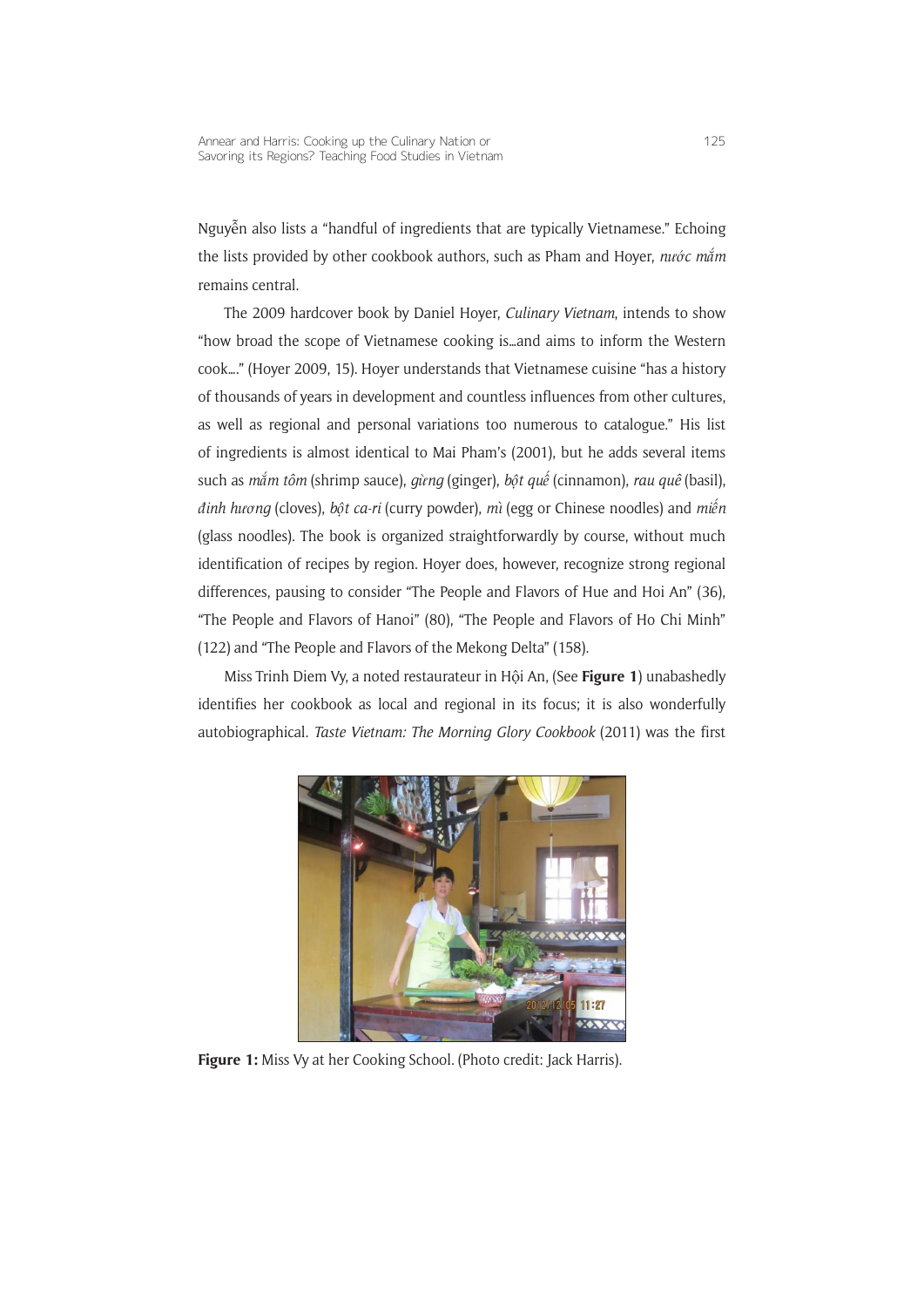Nguyễn also lists a "handful of ingredients that are typically Vietnamese." Echoing the lists provided by other cookbook authors, such as Pham and Hoyer, *nước mắm* remains central.

The 2009 hardcover book by Daniel Hoyer, *Culinary Vietnam*, intends to show "how broad the scope of Vietnamese cooking is...and aims to inform the Western cook...." (Hoyer 2009, 15). Hoyer understands that Vietnamese cuisine "has a history of thousands of years in development and countless influences from other cultures, as well as regional and personal variations too numerous to catalogue." His list of ingredients is almost identical to Mai Pham's (2001), but he adds several items such as *mắm tôm* (shrimp sauce), *gừng* (ginger), *bột quế* (cinnamon), *rau quê* (basil), *đinh hương* (cloves), *bột ca-ri* (curry powder), *mì* (egg or Chinese noodles) and *miến* (glass noodles). The book is organized straightforwardly by course, without much identification of recipes by region. Hoyer does, however, recognize strong regional differences, pausing to consider "The People and Flavors of Hue and Hoi An" (36), "The People and Flavors of Hanoi" (80), "The People and Flavors of Ho Chi Minh" (122) and "The People and Flavors of the Mekong Delta" (158).

Miss Trinh Diem Vy, a noted restaurateur in Hội An, (See **Figure 1**) unabashedly identifies her cookbook as local and regional in its focus; it is also wonderfully autobiographical. *Taste Vietnam: The Morning Glory Cookbook* (2011) was the first

**Figure 1:** Miss Vy at her Cooking School. (Photo credit: Jack Harris).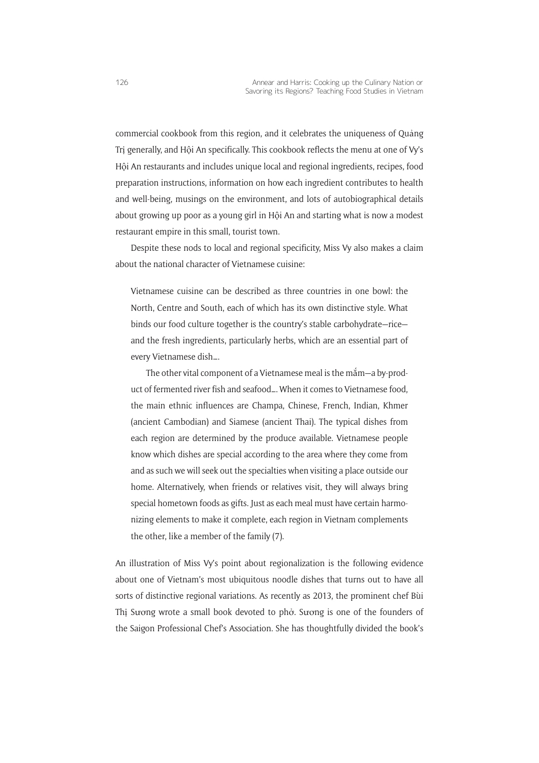commercial cookbook from this region, and it celebrates the uniqueness of Quảng Trị generally, and Hội An specifically. This cookbook reflects the menu at one of Vy's Hội An restaurants and includes unique local and regional ingredients, recipes, food preparation instructions, information on how each ingredient contributes to health and well-being, musings on the environment, and lots of autobiographical details about growing up poor as a young girl in Hội An and starting what is now a modest restaurant empire in this small, tourist town.

Despite these nods to local and regional specificity, Miss Vy also makes a claim about the national character of Vietnamese cuisine:

> Vietnamese cuisine can be described as three countries in one bowl: the North, Centre and South, each of which has its own distinctive style. What binds our food culture together is the country's stable carbohydrate—rice—and the fresh ingredients, particularly herbs, which are an essential part of every Vietnamese dish….
>
> The other vital component of a Vietnamese meal is the mắm—a by-product of fermented river fish and seafood…. When it comes to Vietnamese food, the main ethnic influences are Champa, Chinese, French, Indian, Khmer (ancient Cambodian) and Siamese (ancient Thai). The typical dishes from each region are determined by the produce available. Vietnamese people know which dishes are special according to the area where they come from and as such we will seek out the specialties when visiting a place outside our home. Alternatively, when friends or relatives visit, they will always bring special hometown foods as gifts. Just as each meal must have certain harmonizing elements to make it complete, each region in Vietnam complements the other, like a member of the family (7).

An illustration of Miss Vy's point about regionalization is the following evidence about one of Vietnam's most ubiquitous noodle dishes that turns out to have all sorts of distinctive regional variations. As recently as 2013, the prominent chef Bùi Thị Sương wrote a small book devoted to phở. Sương is one of the founders of the Saigon Professional Chef's Association. She has thoughtfully divided the book's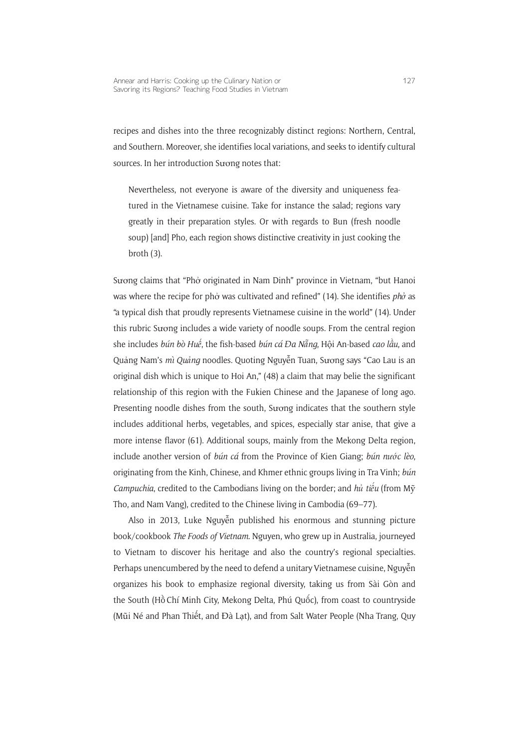recipes and dishes into the three recognizably distinct regions: Northern, Central, and Southern. Moreover, she identifies local variations, and seeks to identify cultural sources. In her introduction Sương notes that:

> Nevertheless, not everyone is aware of the diversity and uniqueness featured in the Vietnamese cuisine. Take for instance the salad; regions vary greatly in their preparation styles. Or with regards to Bun (fresh noodle soup) [and] Pho, each region shows distinctive creativity in just cooking the broth (3).

Sương claims that "Phở originated in Nam Dinh" province in Vietnam, "but Hanoi was where the recipe for phở was cultivated and refined" (14). She identifies *phở* as "a typical dish that proudly represents Vietnamese cuisine in the world" (14). Under this rubric Sương includes a wide variety of noodle soups. From the central region she includes *bún bò Huế*, the fish-based *bún cá Đa Nẵng*, Hội An-based *cao lầu*, and Quảng Nam's *mì Quảng* noodles. Quoting Nguyễn Tuan, Sương says "Cao Lau is an original dish which is unique to Hoi An," (48) a claim that may belie the significant relationship of this region with the Fukien Chinese and the Japanese of long ago. Presenting noodle dishes from the south, Sương indicates that the southern style includes additional herbs, vegetables, and spices, especially star anise, that give a more intense flavor (61). Additional soups, mainly from the Mekong Delta region, include another version of *bún cá* from the Province of Kien Giang; *bún nước lèo*, originating from the Kinh, Chinese, and Khmer ethnic groups living in Tra Vinh; *bún Campuchia*, credited to the Cambodians living on the border; and *hủ tiếu* (from Mỹ Tho, and Nam Vang), credited to the Chinese living in Cambodia (69–77).

Also in 2013, Luke Nguyễn published his enormous and stunning picture book/cookbook *The Foods of Vietnam*. Nguyen, who grew up in Australia, journeyed to Vietnam to discover his heritage and also the country's regional specialties. Perhaps unencumbered by the need to defend a unitary Vietnamese cuisine, Nguyễn organizes his book to emphasize regional diversity, taking us from Sài Gòn and the South (Hồ Chí Minh City, Mekong Delta, Phú Quốc), from coast to countryside (Mũi Né and Phan Thiết, and Đà Lạt), and from Salt Water People (Nha Trang, Quy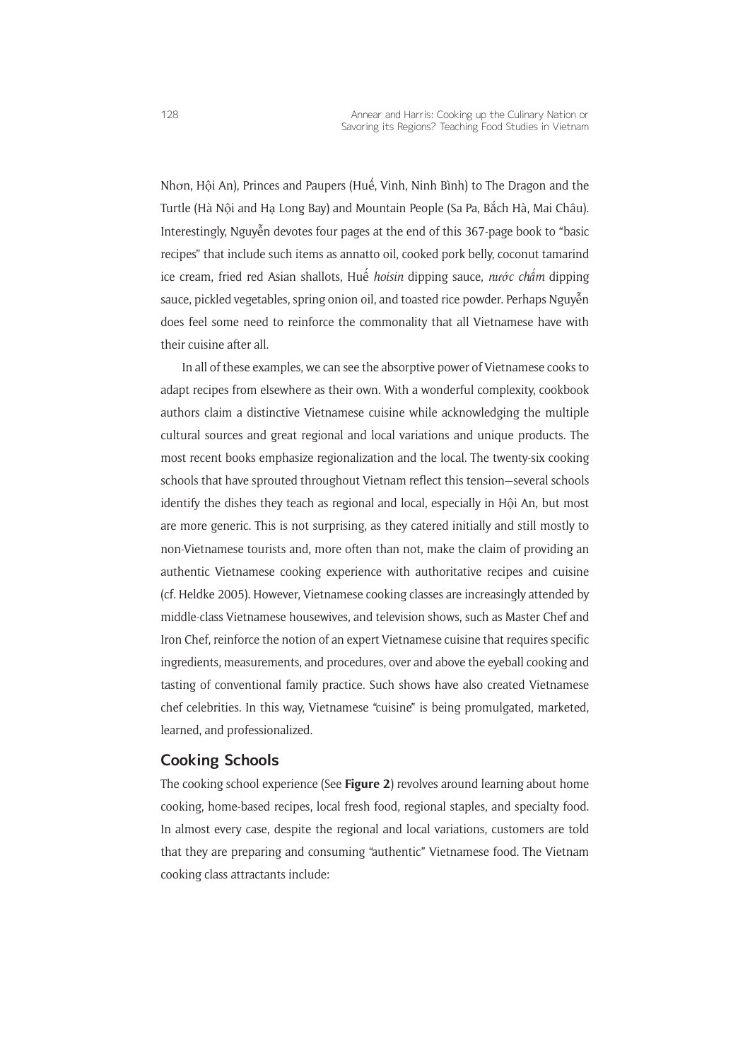Nhơn, Hội An), Princes and Paupers (Huế, Vinh, Ninh Bình) to The Dragon and the Turtle (Hà Nội and Hạ Long Bay) and Mountain People (Sa Pa, Bắch Hà, Mai Châu). Interestingly, Nguyễn devotes four pages at the end of this 367-page book to "basic recipes" that include such items as annatto oil, cooked pork belly, coconut tamarind ice cream, fried red Asian shallots, Huế *hoisin* dipping sauce, *nước chấm* dipping sauce, pickled vegetables, spring onion oil, and toasted rice powder. Perhaps Nguyễn does feel some need to reinforce the commonality that all Vietnamese have with their cuisine after all.

In all of these examples, we can see the absorptive power of Vietnamese cooks to adapt recipes from elsewhere as their own. With a wonderful complexity, cookbook authors claim a distinctive Vietnamese cuisine while acknowledging the multiple cultural sources and great regional and local variations and unique products. The most recent books emphasize regionalization and the local. The twenty-six cooking schools that have sprouted throughout Vietnam reflect this tension—several schools identify the dishes they teach as regional and local, especially in Hội An, but most are more generic. This is not surprising, as they catered initially and still mostly to non-Vietnamese tourists and, more often than not, make the claim of providing an authentic Vietnamese cooking experience with authoritative recipes and cuisine (cf. Heldke 2005). However, Vietnamese cooking classes are increasingly attended by middle-class Vietnamese housewives, and television shows, such as Master Chef and Iron Chef, reinforce the notion of an expert Vietnamese cuisine that requires specific ingredients, measurements, and procedures, over and above the eyeball cooking and tasting of conventional family practice. Such shows have also created Vietnamese chef celebrities. In this way, Vietnamese "cuisine" is being promulgated, marketed, learned, and professionalized.

## Cooking Schools

The cooking school experience (See **Figure 2**) revolves around learning about home cooking, home-based recipes, local fresh food, regional staples, and specialty food. In almost every case, despite the regional and local variations, customers are told that they are preparing and consuming "authentic" Vietnamese food. The Vietnam cooking class attractants include: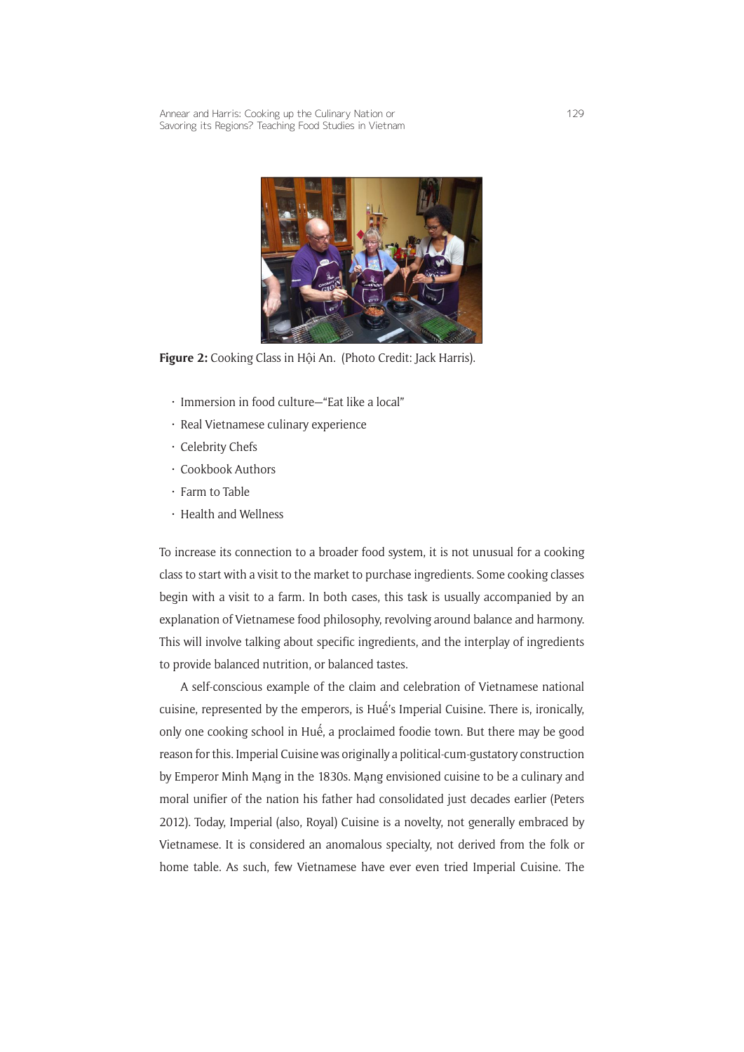**Figure 2:** Cooking Class in Hội An. (Photo Credit: Jack Harris).

- Immersion in food culture—"Eat like a local"
- Real Vietnamese culinary experience
- Celebrity Chefs
- Cookbook Authors
- Farm to Table
- Health and Wellness

To increase its connection to a broader food system, it is not unusual for a cooking class to start with a visit to the market to purchase ingredients. Some cooking classes begin with a visit to a farm. In both cases, this task is usually accompanied by an explanation of Vietnamese food philosophy, revolving around balance and harmony. This will involve talking about specific ingredients, and the interplay of ingredients to provide balanced nutrition, or balanced tastes.

A self-conscious example of the claim and celebration of Vietnamese national cuisine, represented by the emperors, is Huế's Imperial Cuisine. There is, ironically, only one cooking school in Huế, a proclaimed foodie town. But there may be good reason for this. Imperial Cuisine was originally a political-cum-gustatory construction by Emperor Minh Mạng in the 1830s. Mạng envisioned cuisine to be a culinary and moral unifier of the nation his father had consolidated just decades earlier (Peters 2012). Today, Imperial (also, Royal) Cuisine is a novelty, not generally embraced by Vietnamese. It is considered an anomalous specialty, not derived from the folk or home table. As such, few Vietnamese have ever even tried Imperial Cuisine. The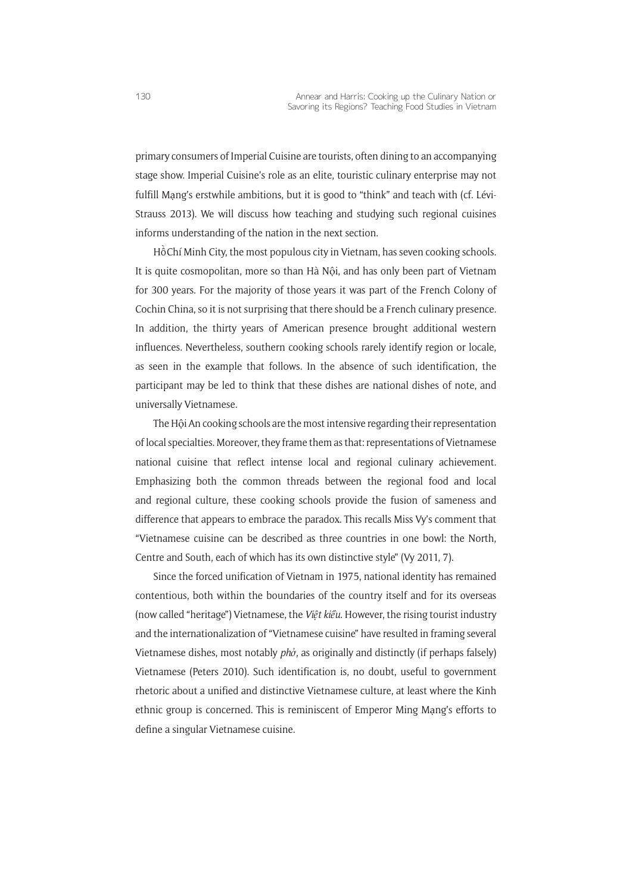primary consumers of Imperial Cuisine are tourists, often dining to an accompanying stage show. Imperial Cuisine's role as an elite, touristic culinary enterprise may not fulfill Mạng's erstwhile ambitions, but it is good to "think" and teach with (cf. Lévi-Strauss 2013). We will discuss how teaching and studying such regional cuisines informs understanding of the nation in the next section.

Hồ Chí Minh City, the most populous city in Vietnam, has seven cooking schools. It is quite cosmopolitan, more so than Hà Nội, and has only been part of Vietnam for 300 years. For the majority of those years it was part of the French Colony of Cochin China, so it is not surprising that there should be a French culinary presence. In addition, the thirty years of American presence brought additional western influences. Nevertheless, southern cooking schools rarely identify region or locale, as seen in the example that follows. In the absence of such identification, the participant may be led to think that these dishes are national dishes of note, and universally Vietnamese.

The Hội An cooking schools are the most intensive regarding their representation of local specialties. Moreover, they frame them as that: representations of Vietnamese national cuisine that reflect intense local and regional culinary achievement. Emphasizing both the common threads between the regional food and local and regional culture, these cooking schools provide the fusion of sameness and difference that appears to embrace the paradox. This recalls Miss Vy's comment that "Vietnamese cuisine can be described as three countries in one bowl: the North, Centre and South, each of which has its own distinctive style" (Vy 2011, 7).

Since the forced unification of Vietnam in 1975, national identity has remained contentious, both within the boundaries of the country itself and for its overseas (now called "heritage") Vietnamese, the *Việt kiều*. However, the rising tourist industry and the internationalization of "Vietnamese cuisine" have resulted in framing several Vietnamese dishes, most notably *phở*, as originally and distinctly (if perhaps falsely) Vietnamese (Peters 2010). Such identification is, no doubt, useful to government rhetoric about a unified and distinctive Vietnamese culture, at least where the Kinh ethnic group is concerned. This is reminiscent of Emperor Ming Mạng's efforts to define a singular Vietnamese cuisine.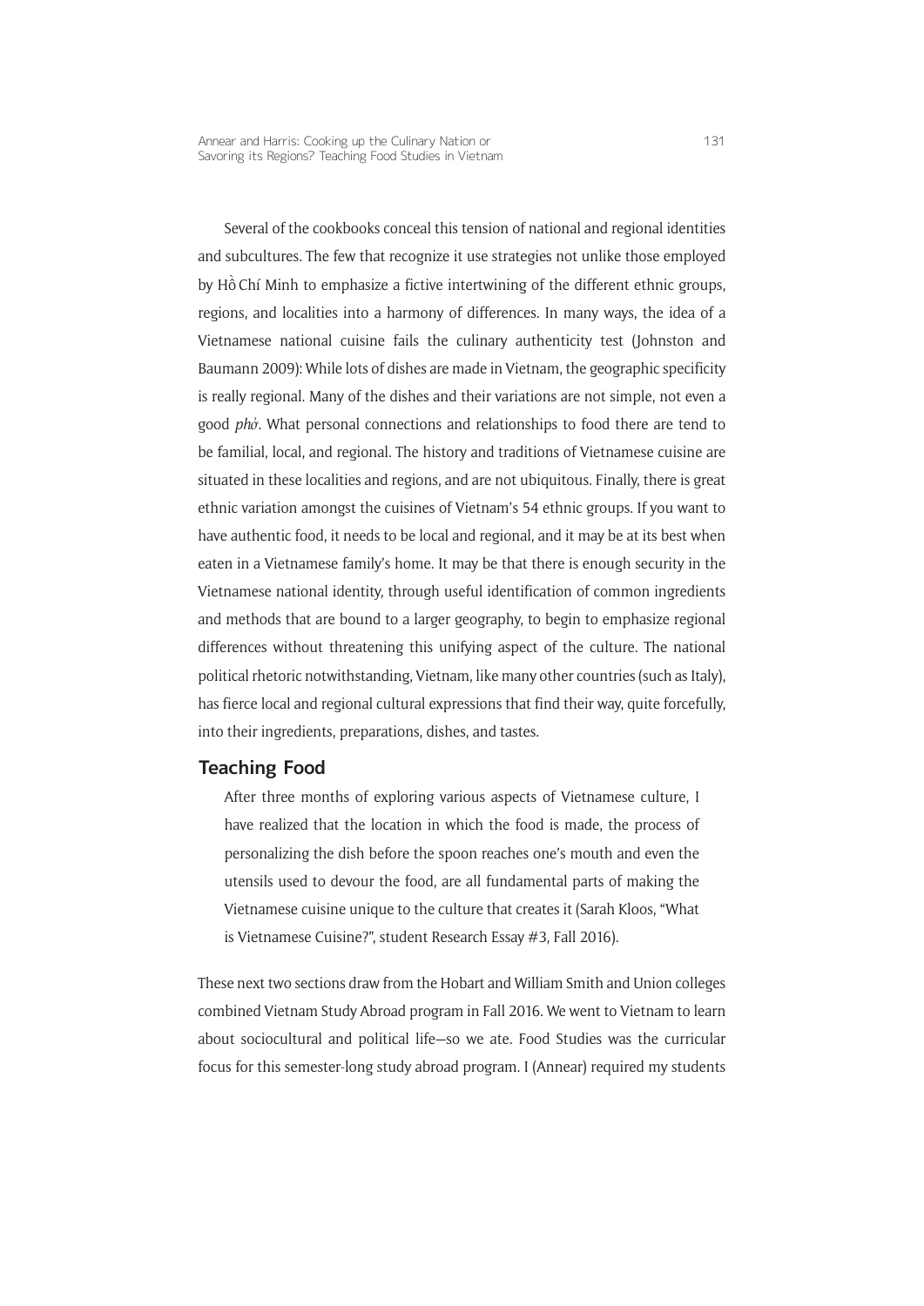Several of the cookbooks conceal this tension of national and regional identities and subcultures. The few that recognize it use strategies not unlike those employed by Hồ Chí Minh to emphasize a fictive intertwining of the different ethnic groups, regions, and localities into a harmony of differences. In many ways, the idea of a Vietnamese national cuisine fails the culinary authenticity test (Johnston and Baumann 2009): While lots of dishes are made in Vietnam, the geographic specificity is really regional. Many of the dishes and their variations are not simple, not even a good *phở*. What personal connections and relationships to food there are tend to be familial, local, and regional. The history and traditions of Vietnamese cuisine are situated in these localities and regions, and are not ubiquitous. Finally, there is great ethnic variation amongst the cuisines of Vietnam's 54 ethnic groups. If you want to have authentic food, it needs to be local and regional, and it may be at its best when eaten in a Vietnamese family's home. It may be that there is enough security in the Vietnamese national identity, through useful identification of common ingredients and methods that are bound to a larger geography, to begin to emphasize regional differences without threatening this unifying aspect of the culture. The national political rhetoric notwithstanding, Vietnam, like many other countries (such as Italy), has fierce local and regional cultural expressions that find their way, quite forcefully, into their ingredients, preparations, dishes, and tastes.

## Teaching Food

> After three months of exploring various aspects of Vietnamese culture, I have realized that the location in which the food is made, the process of personalizing the dish before the spoon reaches one's mouth and even the utensils used to devour the food, are all fundamental parts of making the Vietnamese cuisine unique to the culture that creates it (Sarah Kloos, "What is Vietnamese Cuisine?", student Research Essay #3, Fall 2016).

These next two sections draw from the Hobart and William Smith and Union colleges combined Vietnam Study Abroad program in Fall 2016. We went to Vietnam to learn about sociocultural and political life—so we ate. Food Studies was the curricular focus for this semester-long study abroad program. I (Annear) required my students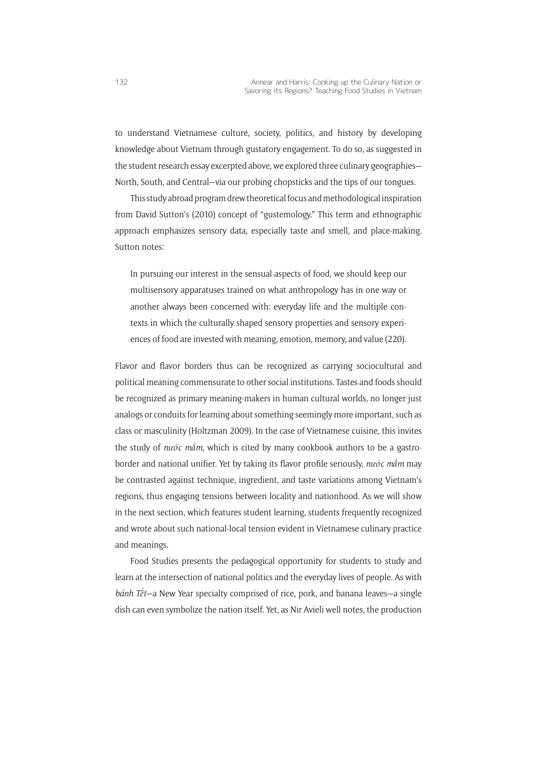to understand Vietnamese culture, society, politics, and history by developing knowledge about Vietnam through gustatory engagement. To do so, as suggested in the student research essay excerpted above, we explored three culinary geographies—North, South, and Central—via our probing chopsticks and the tips of our tongues.

This study abroad program drew theoretical focus and methodological inspiration from David Sutton's (2010) concept of "gustemology." This term and ethnographic approach emphasizes sensory data, especially taste and smell, and place-making. Sutton notes:

> In pursuing our interest in the sensual aspects of food, we should keep our multisensory apparatuses trained on what anthropology has in one way or another always been concerned with: everyday life and the multiple contexts in which the culturally shaped sensory properties and sensory experiences of food are invested with meaning, emotion, memory, and value (220).

Flavor and flavor borders thus can be recognized as carrying sociocultural and political meaning commensurate to other social institutions. Tastes and foods should be recognized as primary meaning-makers in human cultural worlds, no longer just analogs or conduits for learning about something seemingly more important, such as class or masculinity (Holtzman 2009). In the case of Vietnamese cuisine, this invites the study of *nước mắm*, which is cited by many cookbook authors to be a gastro-border and national unifier. Yet by taking its flavor profile seriously, *nước mắm* may be contrasted against technique, ingredient, and taste variations among Vietnam's regions, thus engaging tensions between locality and nationhood. As we will show in the next section, which features student learning, students frequently recognized and wrote about such national-local tension evident in Vietnamese culinary practice and meanings.

Food Studies presents the pedagogical opportunity for students to study and learn at the intersection of national politics and the everyday lives of people. As with *bánh Tết*—a New Year specialty comprised of rice, pork, and banana leaves—a single dish can even symbolize the nation itself. Yet, as Nir Avieli well notes, the production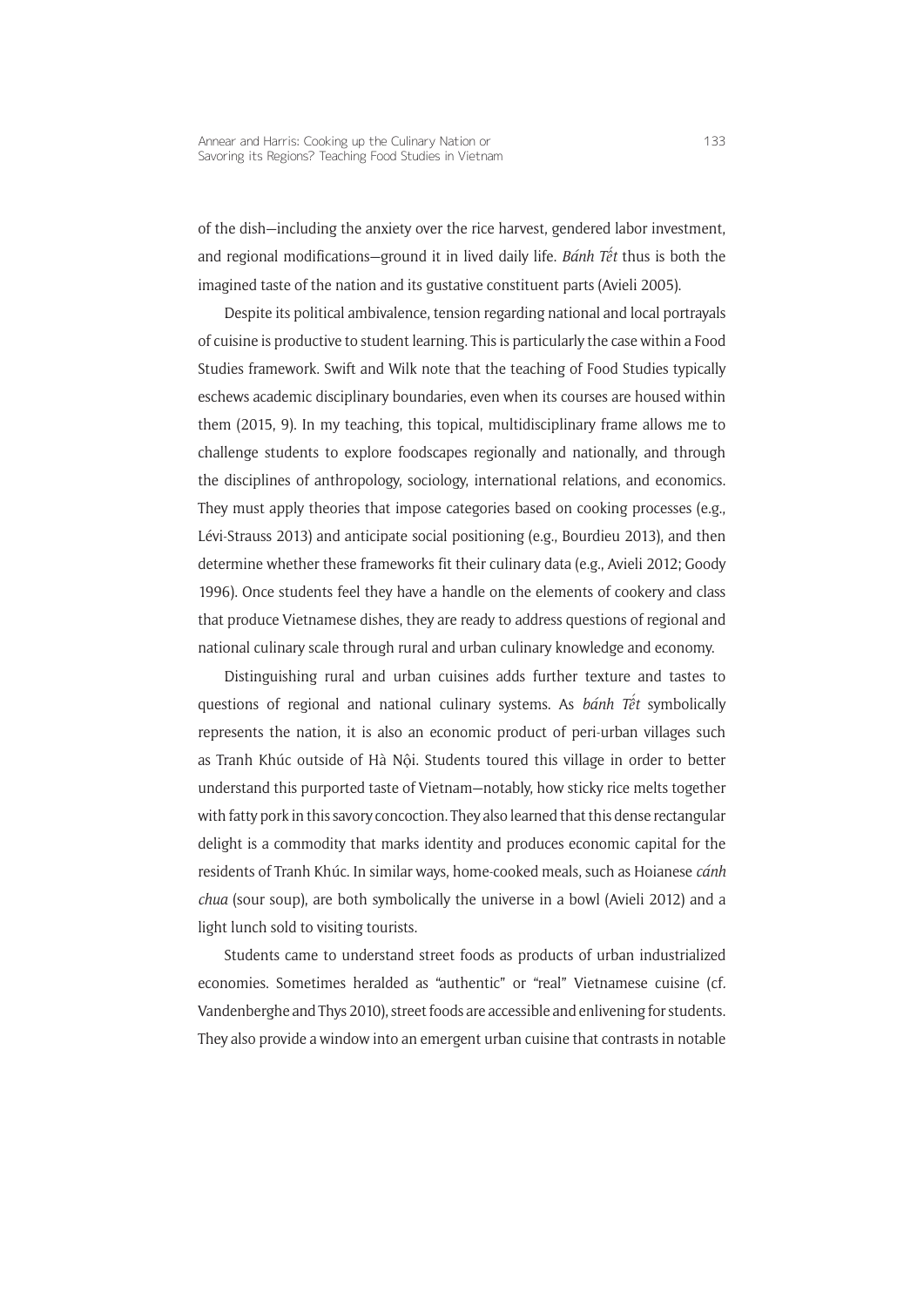of the dish—including the anxiety over the rice harvest, gendered labor investment, and regional modifications—ground it in lived daily life. *Bánh Tết* thus is both the imagined taste of the nation and its gustative constituent parts (Avieli 2005).

Despite its political ambivalence, tension regarding national and local portrayals of cuisine is productive to student learning. This is particularly the case within a Food Studies framework. Swift and Wilk note that the teaching of Food Studies typically eschews academic disciplinary boundaries, even when its courses are housed within them (2015, 9). In my teaching, this topical, multidisciplinary frame allows me to challenge students to explore foodscapes regionally and nationally, and through the disciplines of anthropology, sociology, international relations, and economics. They must apply theories that impose categories based on cooking processes (e.g., Lévi-Strauss 2013) and anticipate social positioning (e.g., Bourdieu 2013), and then determine whether these frameworks fit their culinary data (e.g., Avieli 2012; Goody 1996). Once students feel they have a handle on the elements of cookery and class that produce Vietnamese dishes, they are ready to address questions of regional and national culinary scale through rural and urban culinary knowledge and economy.

Distinguishing rural and urban cuisines adds further texture and tastes to questions of regional and national culinary systems. As *bánh Tết* symbolically represents the nation, it is also an economic product of peri-urban villages such as Tranh Khúc outside of Hà Nội. Students toured this village in order to better understand this purported taste of Vietnam—notably, how sticky rice melts together with fatty pork in this savory concoction. They also learned that this dense rectangular delight is a commodity that marks identity and produces economic capital for the residents of Tranh Khúc. In similar ways, home-cooked meals, such as Hoianese *cánh chua* (sour soup), are both symbolically the universe in a bowl (Avieli 2012) and a light lunch sold to visiting tourists.

Students came to understand street foods as products of urban industrialized economies. Sometimes heralded as "authentic" or "real" Vietnamese cuisine (cf. Vandenberghe and Thys 2010), street foods are accessible and enlivening for students. They also provide a window into an emergent urban cuisine that contrasts in notable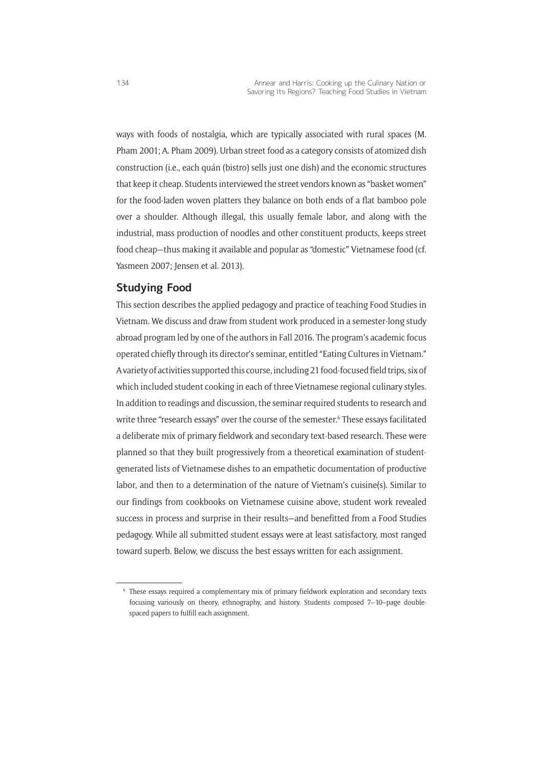ways with foods of nostalgia, which are typically associated with rural spaces (M. Pham 2001; A. Pham 2009). Urban street food as a category consists of atomized dish construction (i.e., each quán (bistro) sells just one dish) and the economic structures that keep it cheap. Students interviewed the street vendors known as "basket women" for the food-laden woven platters they balance on both ends of a flat bamboo pole over a shoulder. Although illegal, this usually female labor, and along with the industrial, mass production of noodles and other constituent products, keeps street food cheap—thus making it available and popular as "domestic" Vietnamese food (cf. Yasmeen 2007; Jensen et al. 2013).

## Studying Food

This section describes the applied pedagogy and practice of teaching Food Studies in Vietnam. We discuss and draw from student work produced in a semester-long study abroad program led by one of the authors in Fall 2016. The program's academic focus operated chiefly through its director's seminar, entitled "Eating Cultures in Vietnam." A variety of activities supported this course, including 21 food-focused field trips, six of which included student cooking in each of three Vietnamese regional culinary styles. In addition to readings and discussion, the seminar required students to research and write three "research essays" over the course of the semester.[6] These essays facilitated a deliberate mix of primary fieldwork and secondary text-based research. These were planned so that they built progressively from a theoretical examination of student-generated lists of Vietnamese dishes to an empathetic documentation of productive labor, and then to a determination of the nature of Vietnam's cuisine(s). Similar to our findings from cookbooks on Vietnamese cuisine above, student work revealed success in process and surprise in their results—and benefitted from a Food Studies pedagogy. While all submitted student essays were at least satisfactory, most ranged toward superb. Below, we discuss the best essays written for each assignment.

[6] These essays required a complementary mix of primary fieldwork exploration and secondary texts focusing variously on theory, ethnography, and history. Students composed 7–10–page double-spaced papers to fulfill each assignment.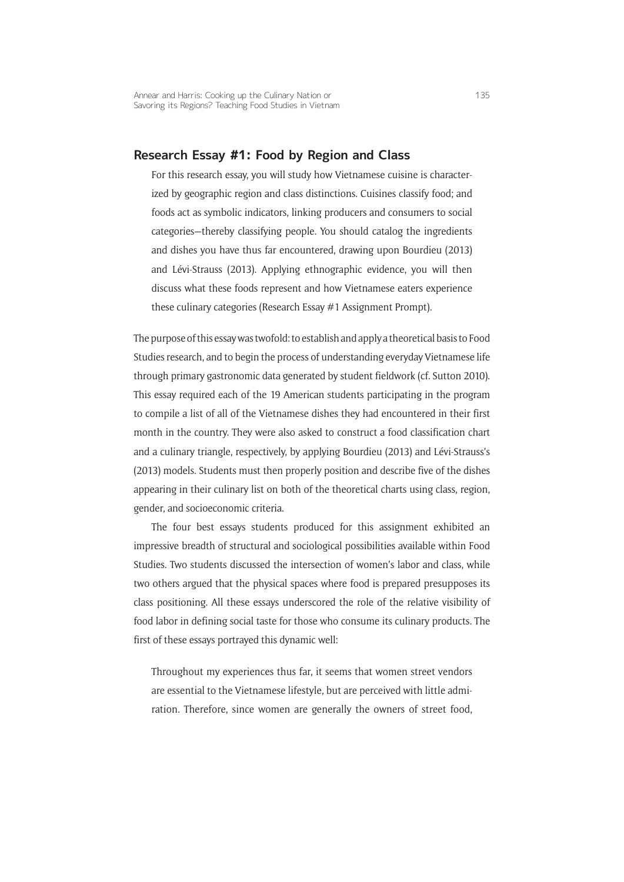## Research Essay #1: Food by Region and Class

> For this research essay, you will study how Vietnamese cuisine is characterized by geographic region and class distinctions. Cuisines classify food; and foods act as symbolic indicators, linking producers and consumers to social categories—thereby classifying people. You should catalog the ingredients and dishes you have thus far encountered, drawing upon Bourdieu (2013) and Lévi-Strauss (2013). Applying ethnographic evidence, you will then discuss what these foods represent and how Vietnamese eaters experience these culinary categories (Research Essay #1 Assignment Prompt).

The purpose of this essay was twofold: to establish and apply a theoretical basis to Food Studies research, and to begin the process of understanding everyday Vietnamese life through primary gastronomic data generated by student fieldwork (cf. Sutton 2010). This essay required each of the 19 American students participating in the program to compile a list of all of the Vietnamese dishes they had encountered in their first month in the country. They were also asked to construct a food classification chart and a culinary triangle, respectively, by applying Bourdieu (2013) and Lévi-Strauss's (2013) models. Students must then properly position and describe five of the dishes appearing in their culinary list on both of the theoretical charts using class, region, gender, and socioeconomic criteria.

The four best essays students produced for this assignment exhibited an impressive breadth of structural and sociological possibilities available within Food Studies. Two students discussed the intersection of women's labor and class, while two others argued that the physical spaces where food is prepared presupposes its class positioning. All these essays underscored the role of the relative visibility of food labor in defining social taste for those who consume its culinary products. The first of these essays portrayed this dynamic well:

> Throughout my experiences thus far, it seems that women street vendors are essential to the Vietnamese lifestyle, but are perceived with little admiration. Therefore, since women are generally the owners of street food,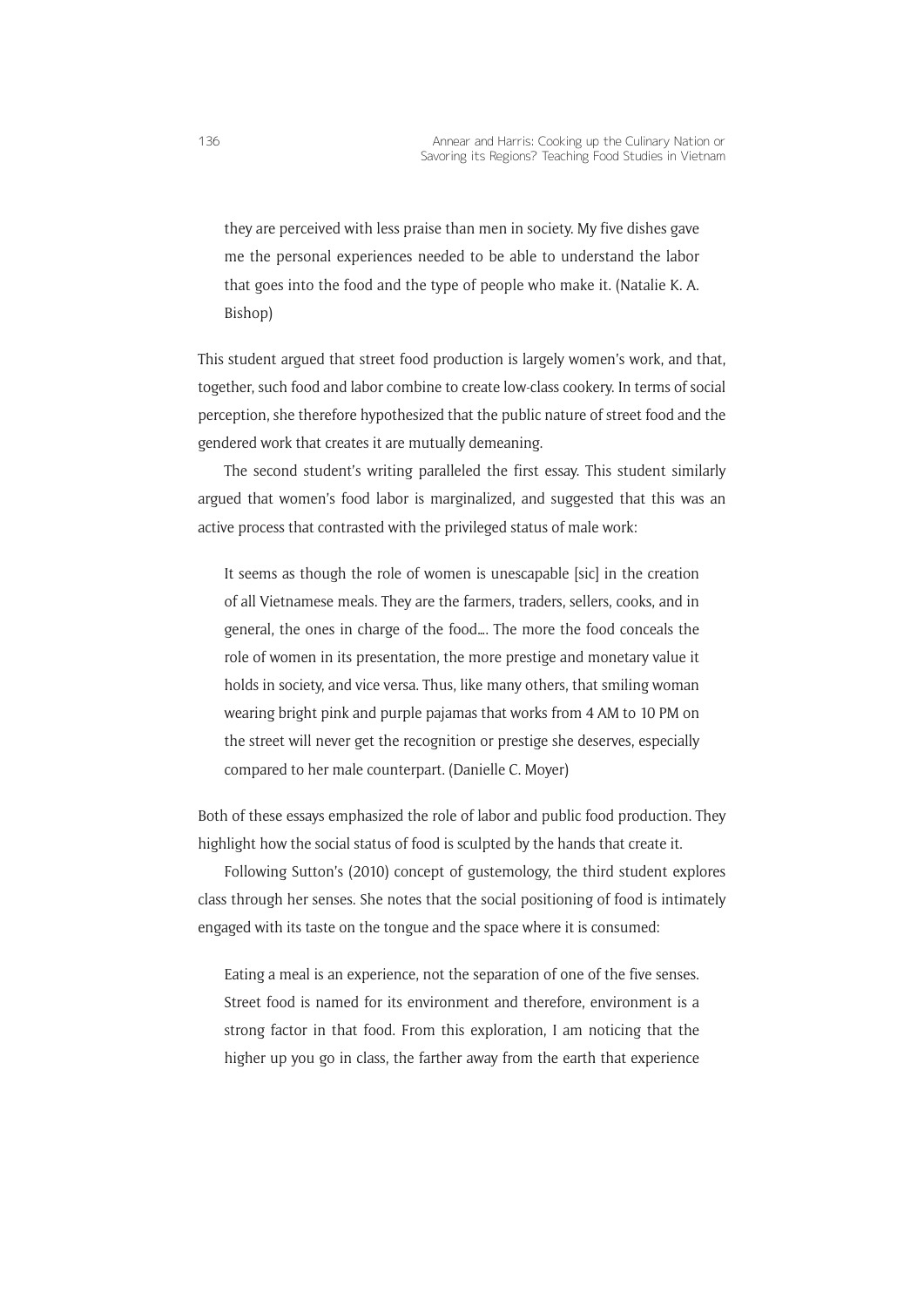> they are perceived with less praise than men in society. My five dishes gave me the personal experiences needed to be able to understand the labor that goes into the food and the type of people who make it. (Natalie K. A. Bishop)

This student argued that street food production is largely women's work, and that, together, such food and labor combine to create low-class cookery. In terms of social perception, she therefore hypothesized that the public nature of street food and the gendered work that creates it are mutually demeaning.

The second student's writing paralleled the first essay. This student similarly argued that women's food labor is marginalized, and suggested that this was an active process that contrasted with the privileged status of male work:

> It seems as though the role of women is unescapable [sic] in the creation of all Vietnamese meals. They are the farmers, traders, sellers, cooks, and in general, the ones in charge of the food.... The more the food conceals the role of women in its presentation, the more prestige and monetary value it holds in society, and vice versa. Thus, like many others, that smiling woman wearing bright pink and purple pajamas that works from 4 AM to 10 PM on the street will never get the recognition or prestige she deserves, especially compared to her male counterpart. (Danielle C. Moyer)

Both of these essays emphasized the role of labor and public food production. They highlight how the social status of food is sculpted by the hands that create it.

Following Sutton's (2010) concept of gustemology, the third student explores class through her senses. She notes that the social positioning of food is intimately engaged with its taste on the tongue and the space where it is consumed:

> Eating a meal is an experience, not the separation of one of the five senses. Street food is named for its environment and therefore, environment is a strong factor in that food. From this exploration, I am noticing that the higher up you go in class, the farther away from the earth that experience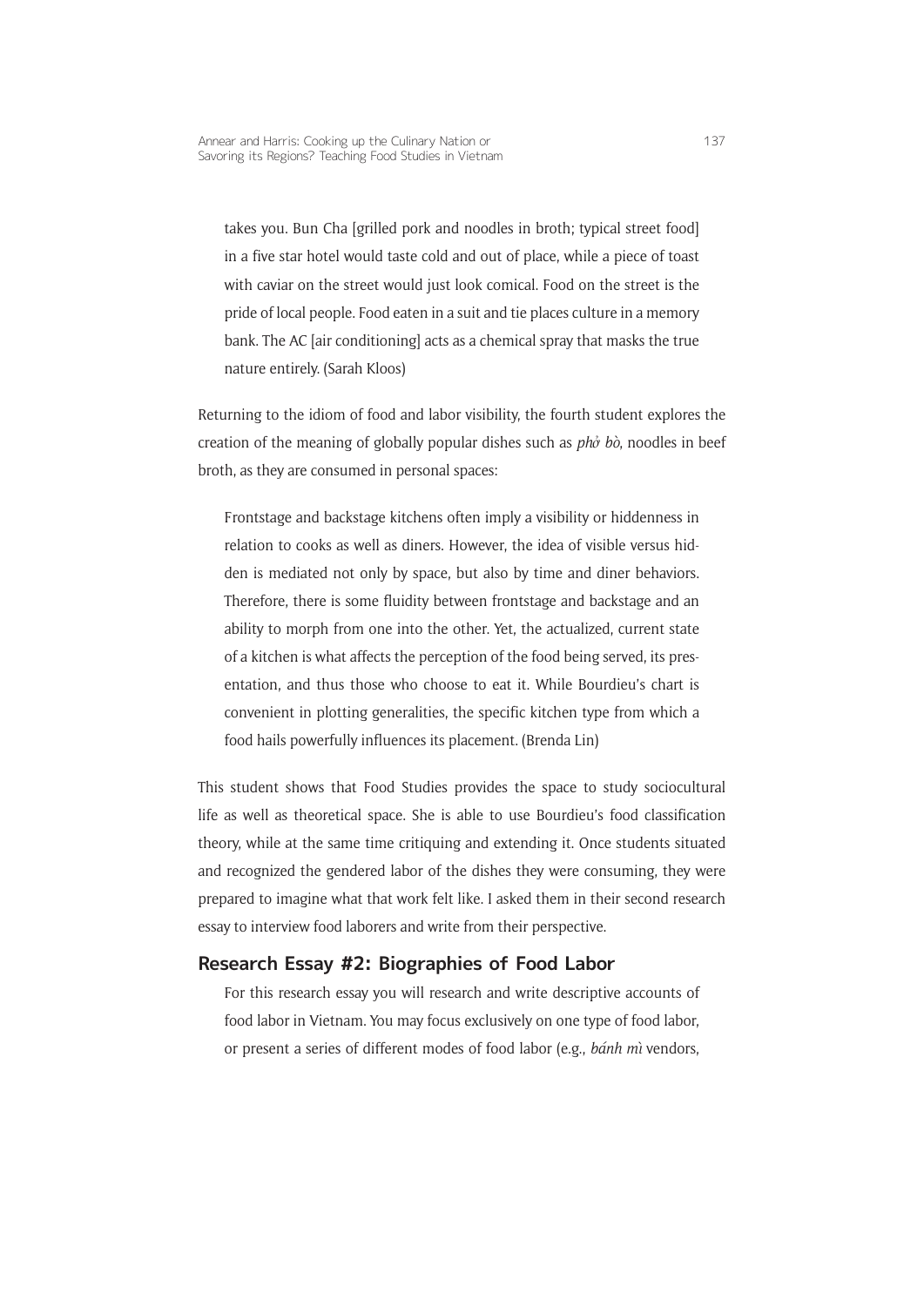takes you. Bun Cha [grilled pork and noodles in broth; typical street food] in a five star hotel would taste cold and out of place, while a piece of toast with caviar on the street would just look comical. Food on the street is the pride of local people. Food eaten in a suit and tie places culture in a memory bank. The AC [air conditioning] acts as a chemical spray that masks the true nature entirely. (Sarah Kloos)

Returning to the idiom of food and labor visibility, the fourth student explores the creation of the meaning of globally popular dishes such as *phở bò*, noodles in beef broth, as they are consumed in personal spaces:

> Frontstage and backstage kitchens often imply a visibility or hiddenness in relation to cooks as well as diners. However, the idea of visible versus hidden is mediated not only by space, but also by time and diner behaviors. Therefore, there is some fluidity between frontstage and backstage and an ability to morph from one into the other. Yet, the actualized, current state of a kitchen is what affects the perception of the food being served, its presentation, and thus those who choose to eat it. While Bourdieu's chart is convenient in plotting generalities, the specific kitchen type from which a food hails powerfully influences its placement. (Brenda Lin)

This student shows that Food Studies provides the space to study sociocultural life as well as theoretical space. She is able to use Bourdieu's food classification theory, while at the same time critiquing and extending it. Once students situated and recognized the gendered labor of the dishes they were consuming, they were prepared to imagine what that work felt like. I asked them in their second research essay to interview food laborers and write from their perspective.

## Research Essay #2: Biographies of Food Labor

> For this research essay you will research and write descriptive accounts of food labor in Vietnam. You may focus exclusively on one type of food labor, or present a series of different modes of food labor (e.g., *bánh mì* vendors,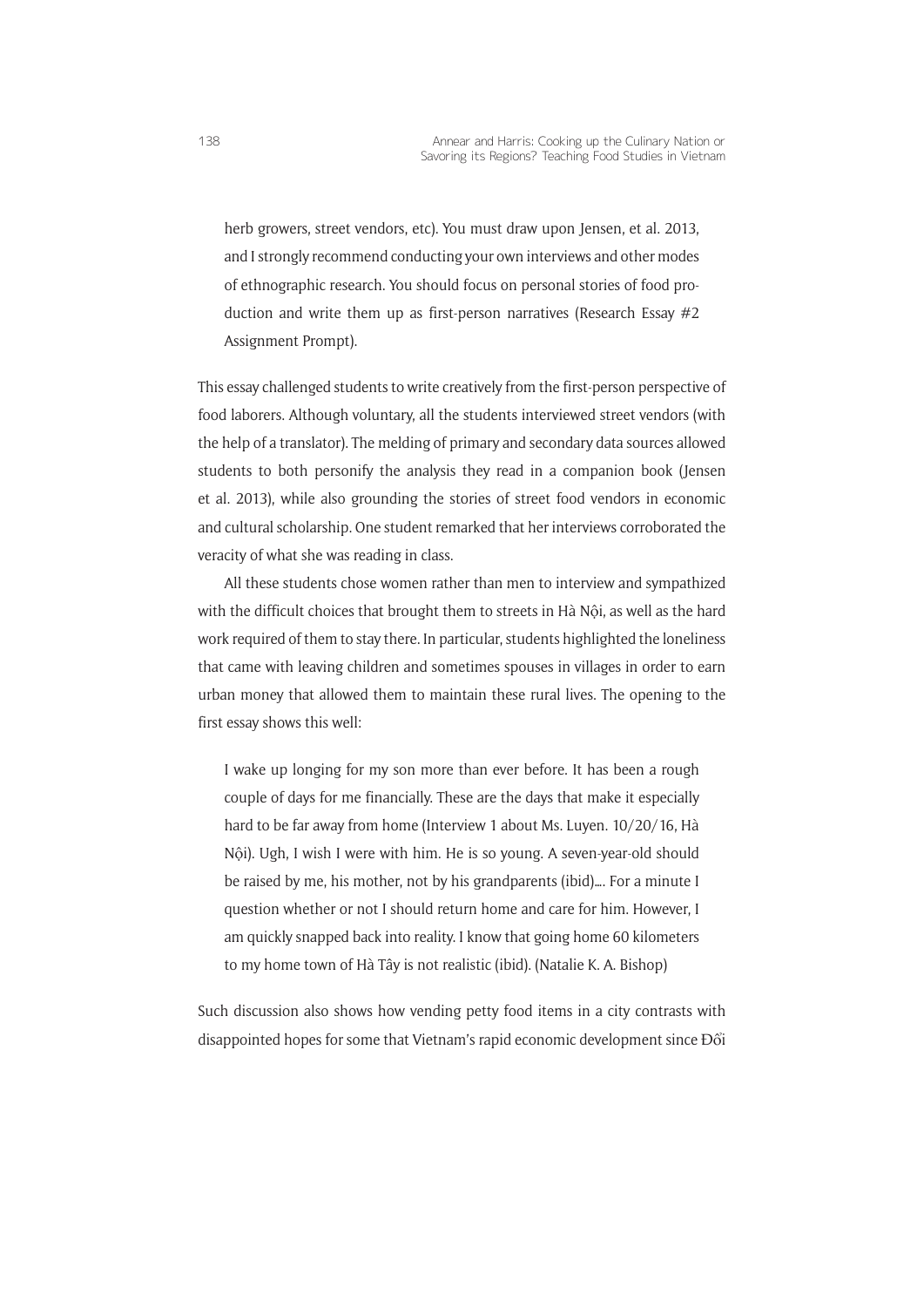> herb growers, street vendors, etc). You must draw upon Jensen, et al. 2013, and I strongly recommend conducting your own interviews and other modes of ethnographic research. You should focus on personal stories of food production and write them up as first-person narratives (Research Essay #2 Assignment Prompt).

This essay challenged students to write creatively from the first-person perspective of food laborers. Although voluntary, all the students interviewed street vendors (with the help of a translator). The melding of primary and secondary data sources allowed students to both personify the analysis they read in a companion book (Jensen et al. 2013), while also grounding the stories of street food vendors in economic and cultural scholarship. One student remarked that her interviews corroborated the veracity of what she was reading in class.

All these students chose women rather than men to interview and sympathized with the difficult choices that brought them to streets in Hà Nội, as well as the hard work required of them to stay there. In particular, students highlighted the loneliness that came with leaving children and sometimes spouses in villages in order to earn urban money that allowed them to maintain these rural lives. The opening to the first essay shows this well:

> I wake up longing for my son more than ever before. It has been a rough couple of days for me financially. These are the days that make it especially hard to be far away from home (Interview 1 about Ms. Luyen. 10/20/16, Hà Nội). Ugh, I wish I were with him. He is so young. A seven-year-old should be raised by me, his mother, not by his grandparents (ibid).... For a minute I question whether or not I should return home and care for him. However, I am quickly snapped back into reality. I know that going home 60 kilometers to my home town of Hà Tây is not realistic (ibid). (Natalie K. A. Bishop)

Such discussion also shows how vending petty food items in a city contrasts with disappointed hopes for some that Vietnam's rapid economic development since Đổi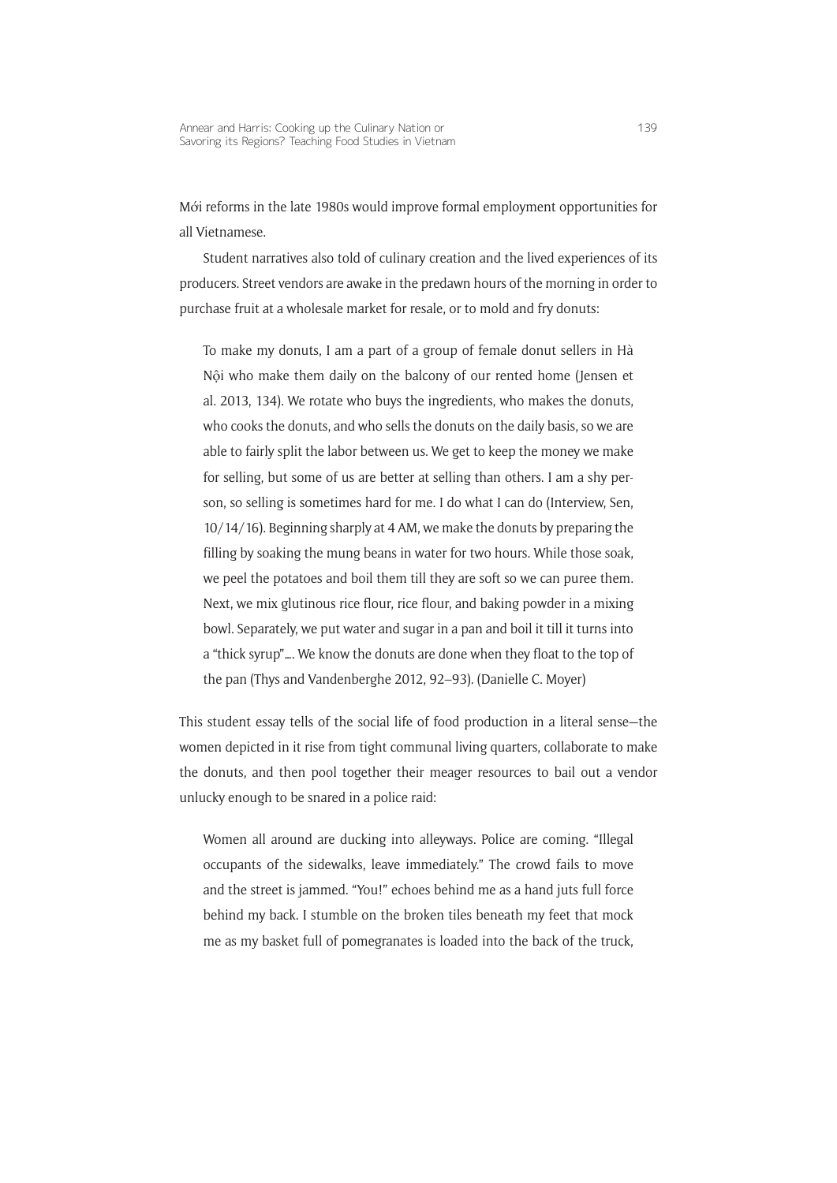Mới reforms in the late 1980s would improve formal employment opportunities for all Vietnamese.

Student narratives also told of culinary creation and the lived experiences of its producers. Street vendors are awake in the predawn hours of the morning in order to purchase fruit at a wholesale market for resale, or to mold and fry donuts:

> To make my donuts, I am a part of a group of female donut sellers in Hà Nội who make them daily on the balcony of our rented home (Jensen et al. 2013, 134). We rotate who buys the ingredients, who makes the donuts, who cooks the donuts, and who sells the donuts on the daily basis, so we are able to fairly split the labor between us. We get to keep the money we make for selling, but some of us are better at selling than others. I am a shy person, so selling is sometimes hard for me. I do what I can do (Interview, Sen, 10/14/16). Beginning sharply at 4 AM, we make the donuts by preparing the filling by soaking the mung beans in water for two hours. While those soak, we peel the potatoes and boil them till they are soft so we can puree them. Next, we mix glutinous rice flour, rice flour, and baking powder in a mixing bowl. Separately, we put water and sugar in a pan and boil it till it turns into a "thick syrup"…. We know the donuts are done when they float to the top of the pan (Thys and Vandenberghe 2012, 92–93). (Danielle C. Moyer)

This student essay tells of the social life of food production in a literal sense—the women depicted in it rise from tight communal living quarters, collaborate to make the donuts, and then pool together their meager resources to bail out a vendor unlucky enough to be snared in a police raid:

> Women all around are ducking into alleyways. Police are coming. "Illegal occupants of the sidewalks, leave immediately." The crowd fails to move and the street is jammed. "You!" echoes behind me as a hand juts full force behind my back. I stumble on the broken tiles beneath my feet that mock me as my basket full of pomegranates is loaded into the back of the truck,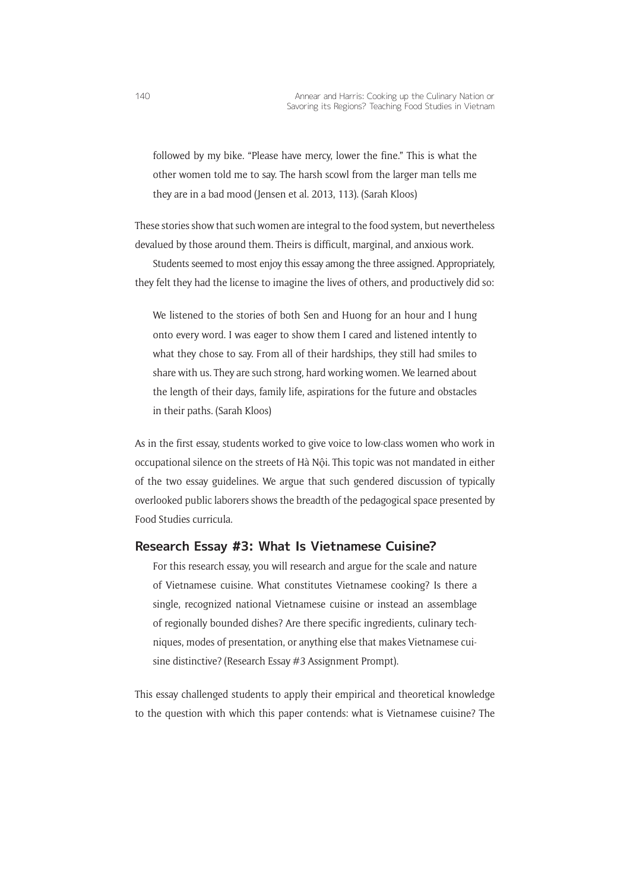> followed by my bike. “Please have mercy, lower the fine.” This is what the other women told me to say. The harsh scowl from the larger man tells me they are in a bad mood (Jensen et al. 2013, 113). (Sarah Kloos)

These stories show that such women are integral to the food system, but nevertheless devalued by those around them. Theirs is difficult, marginal, and anxious work.

Students seemed to most enjoy this essay among the three assigned. Appropriately, they felt they had the license to imagine the lives of others, and productively did so:

> We listened to the stories of both Sen and Huong for an hour and I hung onto every word. I was eager to show them I cared and listened intently to what they chose to say. From all of their hardships, they still had smiles to share with us. They are such strong, hard working women. We learned about the length of their days, family life, aspirations for the future and obstacles in their paths. (Sarah Kloos)

As in the first essay, students worked to give voice to low-class women who work in occupational silence on the streets of Hà Nội. This topic was not mandated in either of the two essay guidelines. We argue that such gendered discussion of typically overlooked public laborers shows the breadth of the pedagogical space presented by Food Studies curricula.

## Research Essay #3: What Is Vietnamese Cuisine?

> For this research essay, you will research and argue for the scale and nature of Vietnamese cuisine. What constitutes Vietnamese cooking? Is there a single, recognized national Vietnamese cuisine or instead an assemblage of regionally bounded dishes? Are there specific ingredients, culinary techniques, modes of presentation, or anything else that makes Vietnamese cuisine distinctive? (Research Essay #3 Assignment Prompt).

This essay challenged students to apply their empirical and theoretical knowledge to the question with which this paper contends: what is Vietnamese cuisine? The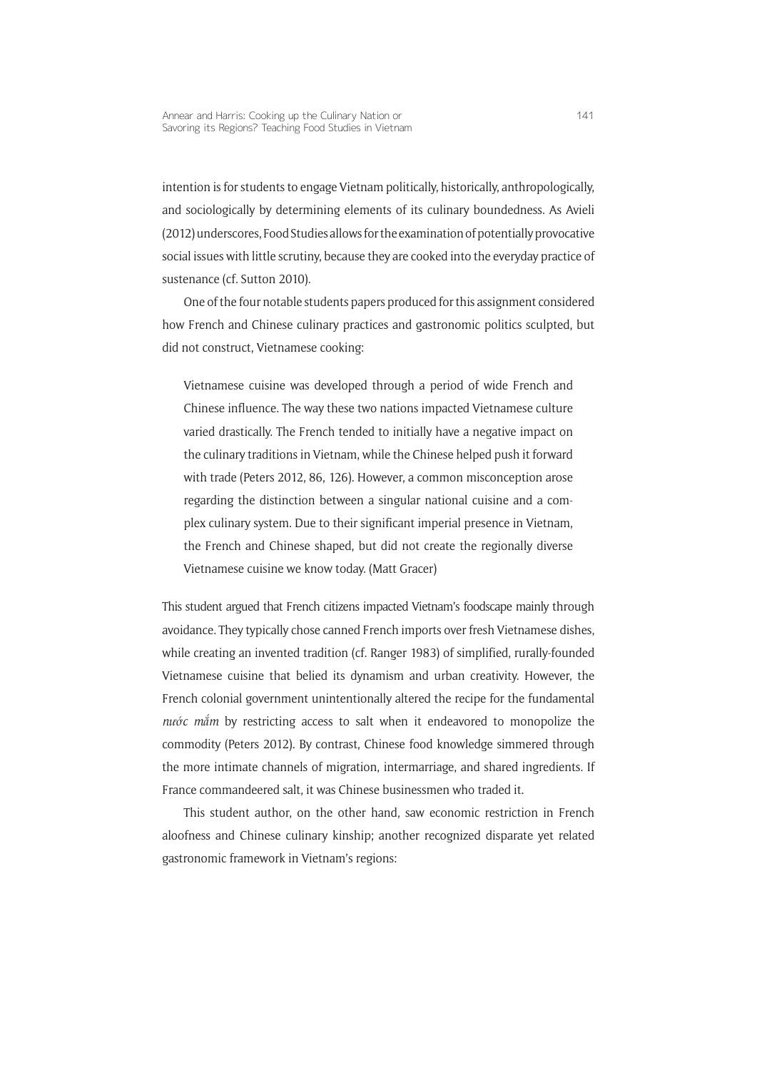intention is for students to engage Vietnam politically, historically, anthropologically, and sociologically by determining elements of its culinary boundedness. As Avieli (2012) underscores, Food Studies allows for the examination of potentially provocative social issues with little scrutiny, because they are cooked into the everyday practice of sustenance (cf. Sutton 2010).

One of the four notable students papers produced for this assignment considered how French and Chinese culinary practices and gastronomic politics sculpted, but did not construct, Vietnamese cooking:

> Vietnamese cuisine was developed through a period of wide French and Chinese influence. The way these two nations impacted Vietnamese culture varied drastically. The French tended to initially have a negative impact on the culinary traditions in Vietnam, while the Chinese helped push it forward with trade (Peters 2012, 86, 126). However, a common misconception arose regarding the distinction between a singular national cuisine and a complex culinary system. Due to their significant imperial presence in Vietnam, the French and Chinese shaped, but did not create the regionally diverse Vietnamese cuisine we know today. (Matt Gracer)

This student argued that French citizens impacted Vietnam's foodscape mainly through avoidance. They typically chose canned French imports over fresh Vietnamese dishes, while creating an invented tradition (cf. Ranger 1983) of simplified, rurally-founded Vietnamese cuisine that belied its dynamism and urban creativity. However, the French colonial government unintentionally altered the recipe for the fundamental *nước mắm* by restricting access to salt when it endeavored to monopolize the commodity (Peters 2012). By contrast, Chinese food knowledge simmered through the more intimate channels of migration, intermarriage, and shared ingredients. If France commandeered salt, it was Chinese businessmen who traded it.

This student author, on the other hand, saw economic restriction in French aloofness and Chinese culinary kinship; another recognized disparate yet related gastronomic framework in Vietnam's regions: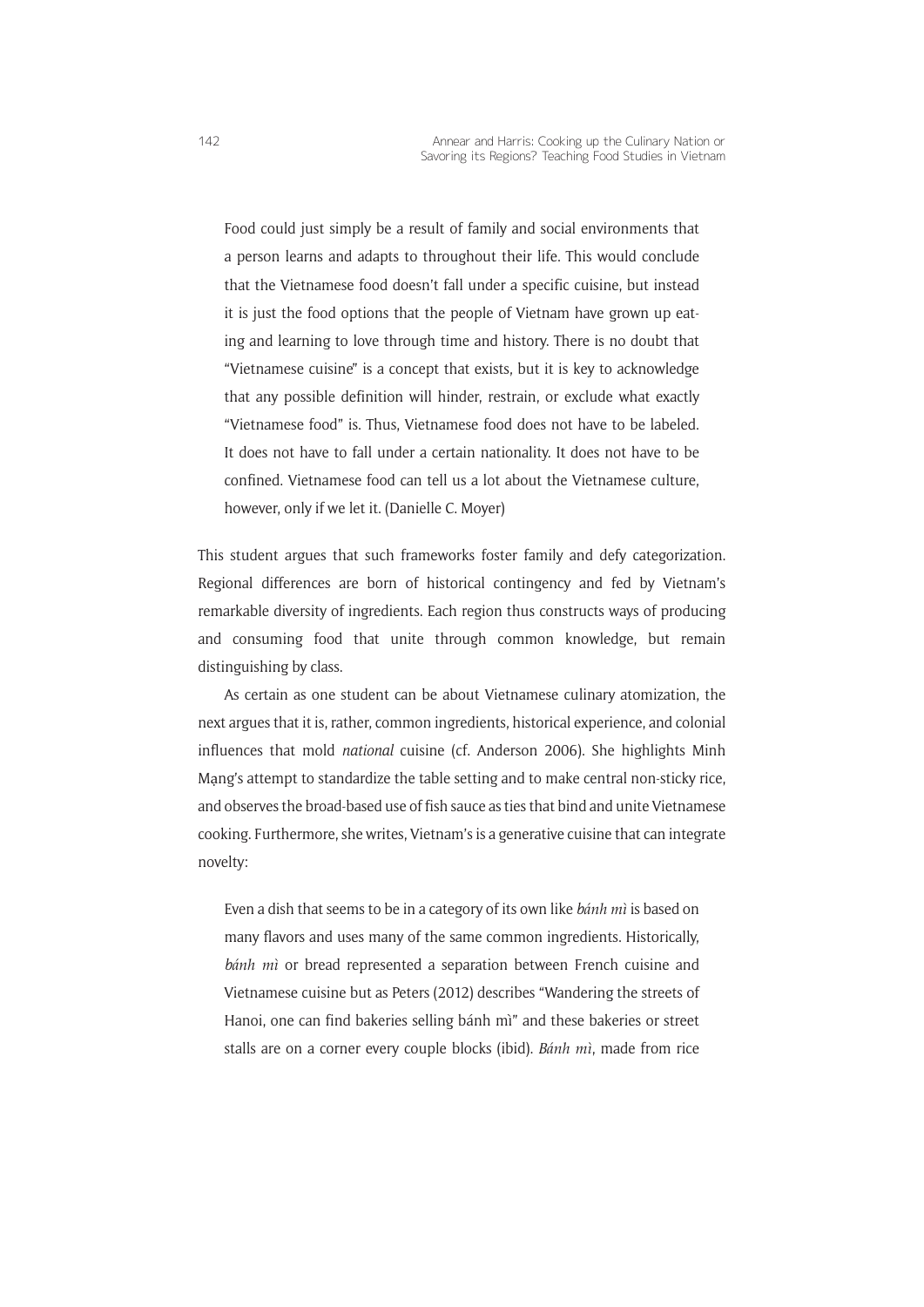> Food could just simply be a result of family and social environments that a person learns and adapts to throughout their life. This would conclude that the Vietnamese food doesn't fall under a specific cuisine, but instead it is just the food options that the people of Vietnam have grown up eating and learning to love through time and history. There is no doubt that "Vietnamese cuisine" is a concept that exists, but it is key to acknowledge that any possible definition will hinder, restrain, or exclude what exactly "Vietnamese food" is. Thus, Vietnamese food does not have to be labeled. It does not have to fall under a certain nationality. It does not have to be confined. Vietnamese food can tell us a lot about the Vietnamese culture, however, only if we let it. (Danielle C. Moyer)

This student argues that such frameworks foster family and defy categorization. Regional differences are born of historical contingency and fed by Vietnam's remarkable diversity of ingredients. Each region thus constructs ways of producing and consuming food that unite through common knowledge, but remain distinguishing by class.

As certain as one student can be about Vietnamese culinary atomization, the next argues that it is, rather, common ingredients, historical experience, and colonial influences that mold *national* cuisine (cf. Anderson 2006). She highlights Minh Mạng's attempt to standardize the table setting and to make central non-sticky rice, and observes the broad-based use of fish sauce as ties that bind and unite Vietnamese cooking. Furthermore, she writes, Vietnam's is a generative cuisine that can integrate novelty:

> Even a dish that seems to be in a category of its own like *bánh mì* is based on many flavors and uses many of the same common ingredients. Historically, *bánh mì* or bread represented a separation between French cuisine and Vietnamese cuisine but as Peters (2012) describes "Wandering the streets of Hanoi, one can find bakeries selling bánh mì" and these bakeries or street stalls are on a corner every couple blocks (ibid). *Bánh mì*, made from rice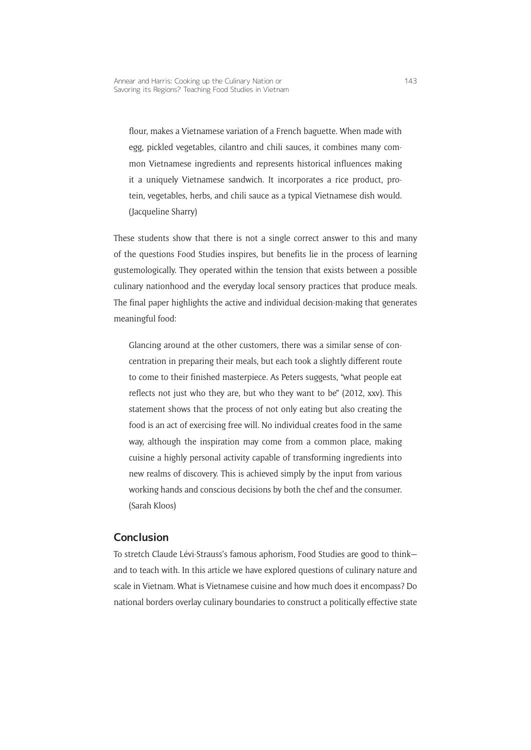> flour, makes a Vietnamese variation of a French baguette. When made with egg, pickled vegetables, cilantro and chili sauces, it combines many common Vietnamese ingredients and represents historical influences making it a uniquely Vietnamese sandwich. It incorporates a rice product, protein, vegetables, herbs, and chili sauce as a typical Vietnamese dish would. (Jacqueline Sharry)

These students show that there is not a single correct answer to this and many of the questions Food Studies inspires, but benefits lie in the process of learning gustemologically. They operated within the tension that exists between a possible culinary nationhood and the everyday local sensory practices that produce meals. The final paper highlights the active and individual decision-making that generates meaningful food:

> Glancing around at the other customers, there was a similar sense of concentration in preparing their meals, but each took a slightly different route to come to their finished masterpiece. As Peters suggests, "what people eat reflects not just who they are, but who they want to be" (2012, xxv). This statement shows that the process of not only eating but also creating the food is an act of exercising free will. No individual creates food in the same way, although the inspiration may come from a common place, making cuisine a highly personal activity capable of transforming ingredients into new realms of discovery. This is achieved simply by the input from various working hands and conscious decisions by both the chef and the consumer. (Sarah Kloos)

## Conclusion

To stretch Claude Lévi-Strauss's famous aphorism, Food Studies are good to think—and to teach with. In this article we have explored questions of culinary nature and scale in Vietnam. What is Vietnamese cuisine and how much does it encompass? Do national borders overlay culinary boundaries to construct a politically effective state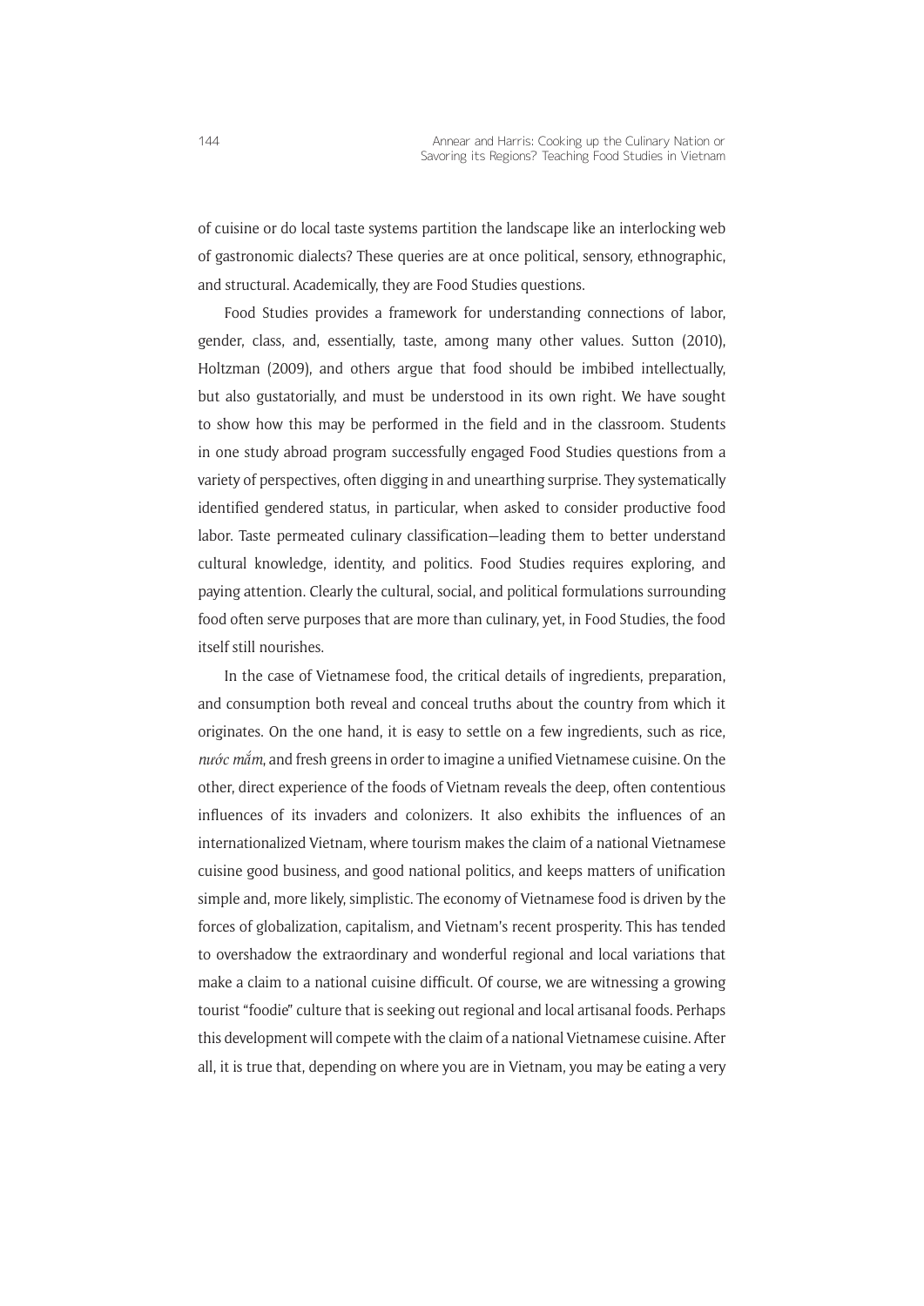of cuisine or do local taste systems partition the landscape like an interlocking web of gastronomic dialects? These queries are at once political, sensory, ethnographic, and structural. Academically, they are Food Studies questions.

Food Studies provides a framework for understanding connections of labor, gender, class, and, essentially, taste, among many other values. Sutton (2010), Holtzman (2009), and others argue that food should be imbibed intellectually, but also gustatorially, and must be understood in its own right. We have sought to show how this may be performed in the field and in the classroom. Students in one study abroad program successfully engaged Food Studies questions from a variety of perspectives, often digging in and unearthing surprise. They systematically identified gendered status, in particular, when asked to consider productive food labor. Taste permeated culinary classification—leading them to better understand cultural knowledge, identity, and politics. Food Studies requires exploring, and paying attention. Clearly the cultural, social, and political formulations surrounding food often serve purposes that are more than culinary, yet, in Food Studies, the food itself still nourishes.

In the case of Vietnamese food, the critical details of ingredients, preparation, and consumption both reveal and conceal truths about the country from which it originates. On the one hand, it is easy to settle on a few ingredients, such as rice, *nước mắm*, and fresh greens in order to imagine a unified Vietnamese cuisine. On the other, direct experience of the foods of Vietnam reveals the deep, often contentious influences of its invaders and colonizers. It also exhibits the influences of an internationalized Vietnam, where tourism makes the claim of a national Vietnamese cuisine good business, and good national politics, and keeps matters of unification simple and, more likely, simplistic. The economy of Vietnamese food is driven by the forces of globalization, capitalism, and Vietnam's recent prosperity. This has tended to overshadow the extraordinary and wonderful regional and local variations that make a claim to a national cuisine difficult. Of course, we are witnessing a growing tourist "foodie" culture that is seeking out regional and local artisanal foods. Perhaps this development will compete with the claim of a national Vietnamese cuisine. After all, it is true that, depending on where you are in Vietnam, you may be eating a very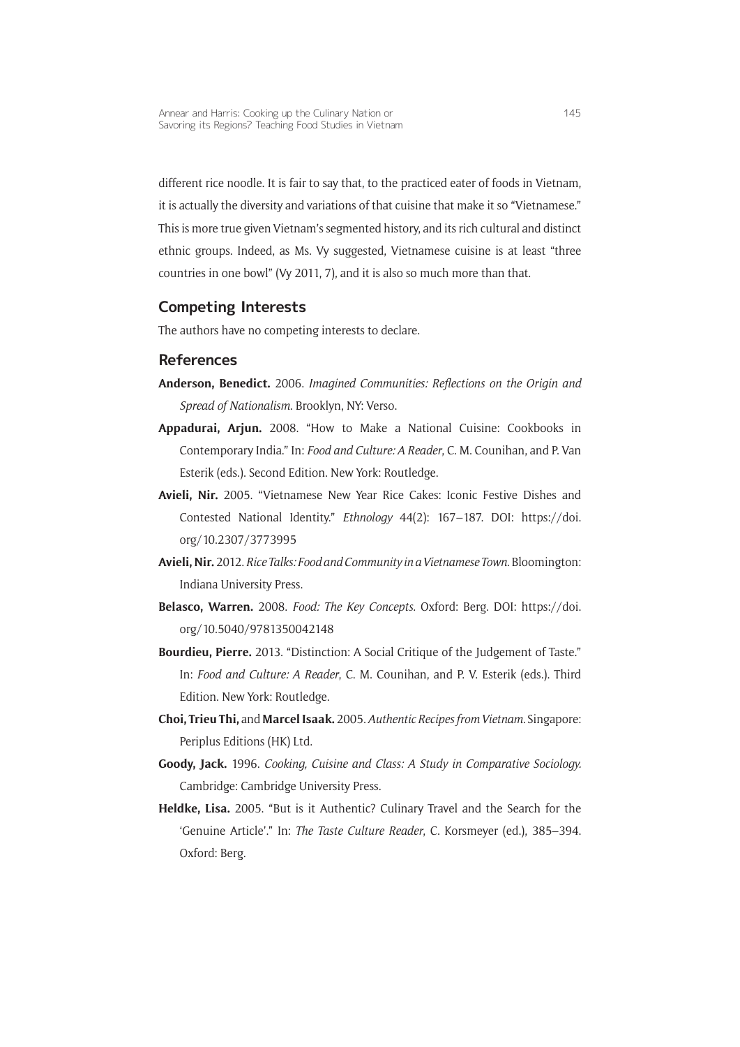different rice noodle. It is fair to say that, to the practiced eater of foods in Vietnam, it is actually the diversity and variations of that cuisine that make it so "Vietnamese." This is more true given Vietnam's segmented history, and its rich cultural and distinct ethnic groups. Indeed, as Ms. Vy suggested, Vietnamese cuisine is at least "three countries in one bowl" (Vy 2011, 7), and it is also so much more than that.

## Competing Interests

The authors have no competing interests to declare.

## References

**Anderson, Benedict.** 2006. *Imagined Communities: Reflections on the Origin and Spread of Nationalism*. Brooklyn, NY: Verso.

**Appadurai, Arjun.** 2008. "How to Make a National Cuisine: Cookbooks in Contemporary India." In: *Food and Culture: A Reader*, C. M. Counihan, and P. Van Esterik (eds.). Second Edition. New York: Routledge.

**Avieli, Nir.** 2005. "Vietnamese New Year Rice Cakes: Iconic Festive Dishes and Contested National Identity." *Ethnology* 44(2): 167–187. DOI: https://doi.org/10.2307/3773995

**Avieli, Nir.** 2012. *Rice Talks: Food and Community in a Vietnamese Town*. Bloomington: Indiana University Press.

**Belasco, Warren.** 2008. *Food: The Key Concepts*. Oxford: Berg. DOI: https://doi.org/10.5040/9781350042148

**Bourdieu, Pierre.** 2013. "Distinction: A Social Critique of the Judgement of Taste." In: *Food and Culture: A Reader*, C. M. Counihan, and P. V. Esterik (eds.). Third Edition. New York: Routledge.

**Choi, Trieu Thi,** and **Marcel Isaak.** 2005. *Authentic Recipes from Vietnam*. Singapore: Periplus Editions (HK) Ltd.

**Goody, Jack.** 1996. *Cooking, Cuisine and Class: A Study in Comparative Sociology*. Cambridge: Cambridge University Press.

**Heldke, Lisa.** 2005. "But is it Authentic? Culinary Travel and the Search for the 'Genuine Article'." In: *The Taste Culture Reader*, C. Korsmeyer (ed.), 385–394. Oxford: Berg.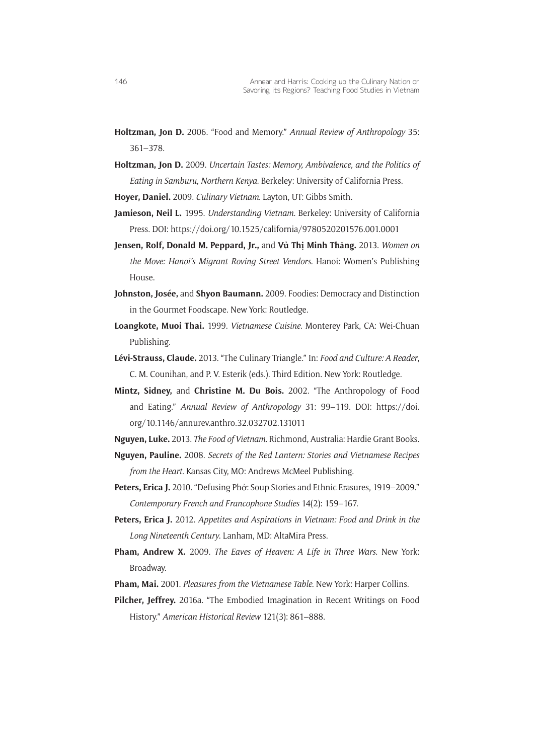**Holtzman, Jon D.** 2006. "Food and Memory." *Annual Review of Anthropology* 35: 361–378.

**Holtzman, Jon D.** 2009. *Uncertain Tastes: Memory, Ambivalence, and the Politics of Eating in Samburu, Northern Kenya.* Berkeley: University of California Press.

**Hoyer, Daniel.** 2009. *Culinary Vietnam.* Layton, UT: Gibbs Smith.

**Jamieson, Neil L.** 1995. *Understanding Vietnam.* Berkeley: University of California Press. DOI: https://doi.org/10.1525/california/9780520201576.001.0001

**Jensen, Rolf, Donald M. Peppard, Jr.,** and **Vũ Thị Minh Thắng.** 2013. *Women on the Move: Hanoi's Migrant Roving Street Vendors.* Hanoi: Women's Publishing House.

**Johnston, Josée,** and **Shyon Baumann.** 2009. Foodies: Democracy and Distinction in the Gourmet Foodscape. New York: Routledge.

**Loangkote, Muoi Thai.** 1999. *Vietnamese Cuisine.* Monterey Park, CA: Wei-Chuan Publishing.

**Lévi-Strauss, Claude.** 2013. "The Culinary Triangle." In: *Food and Culture: A Reader*, C. M. Counihan, and P. V. Esterik (eds.). Third Edition. New York: Routledge.

**Mintz, Sidney,** and **Christine M. Du Bois.** 2002. "The Anthropology of Food and Eating." *Annual Review of Anthropology* 31: 99–119. DOI: https://doi.org/10.1146/annurev.anthro.32.032702.131011

**Nguyen, Luke.** 2013. *The Food of Vietnam.* Richmond, Australia: Hardie Grant Books.

**Nguyen, Pauline.** 2008. *Secrets of the Red Lantern: Stories and Vietnamese Recipes from the Heart.* Kansas City, MO: Andrews McMeel Publishing.

**Peters, Erica J.** 2010. "Defusing Phở: Soup Stories and Ethnic Erasures, 1919–2009." *Contemporary French and Francophone Studies* 14(2): 159–167.

**Peters, Erica J.** 2012. *Appetites and Aspirations in Vietnam: Food and Drink in the Long Nineteenth Century.* Lanham, MD: AltaMira Press.

**Pham, Andrew X.** 2009. *The Eaves of Heaven: A Life in Three Wars.* New York: Broadway.

**Pham, Mai.** 2001. *Pleasures from the Vietnamese Table.* New York: Harper Collins.

**Pilcher, Jeffrey.** 2016a. "The Embodied Imagination in Recent Writings on Food History." *American Historical Review* 121(3): 861–888.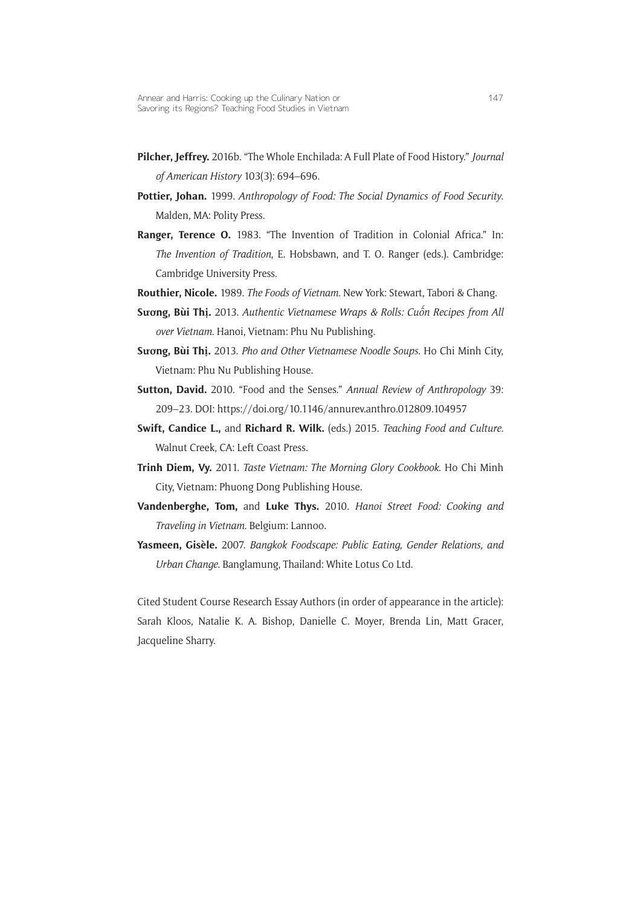**Pilcher, Jeffrey.** 2016b. "The Whole Enchilada: A Full Plate of Food History." *Journal of American History* 103(3): 694–696.

**Pottier, Johan.** 1999. *Anthropology of Food: The Social Dynamics of Food Security*. Malden, MA: Polity Press.

**Ranger, Terence O.** 1983. "The Invention of Tradition in Colonial Africa." In: *The Invention of Tradition*, E. Hobsbawn, and T. O. Ranger (eds.). Cambridge: Cambridge University Press.

**Routhier, Nicole.** 1989. *The Foods of Vietnam*. New York: Stewart, Tabori & Chang.

**Sương, Bùi Thị.** 2013. *Authentic Vietnamese Wraps & Rolls: Cuốn Recipes from All over Vietnam*. Hanoi, Vietnam: Phu Nu Publishing.

**Sương, Bùi Thị.** 2013. *Pho and Other Vietnamese Noodle Soups*. Ho Chi Minh City, Vietnam: Phu Nu Publishing House.

**Sutton, David.** 2010. "Food and the Senses." *Annual Review of Anthropology* 39: 209–23. DOI: https://doi.org/10.1146/annurev.anthro.012809.104957

**Swift, Candice L.,** and **Richard R. Wilk.** (eds.) 2015. *Teaching Food and Culture*. Walnut Creek, CA: Left Coast Press.

**Trinh Diem, Vy.** 2011. *Taste Vietnam: The Morning Glory Cookbook*. Ho Chi Minh City, Vietnam: Phuong Dong Publishing House.

**Vandenberghe, Tom,** and **Luke Thys.** 2010. *Hanoi Street Food: Cooking and Traveling in Vietnam*. Belgium: Lannoo.

**Yasmeen, Gisèle.** 2007. *Bangkok Foodscape: Public Eating, Gender Relations, and Urban Change*. Banglamung, Thailand: White Lotus Co Ltd.

Cited Student Course Research Essay Authors (in order of appearance in the article): Sarah Kloos, Natalie K. A. Bishop, Danielle C. Moyer, Brenda Lin, Matt Gracer, Jacqueline Sharry.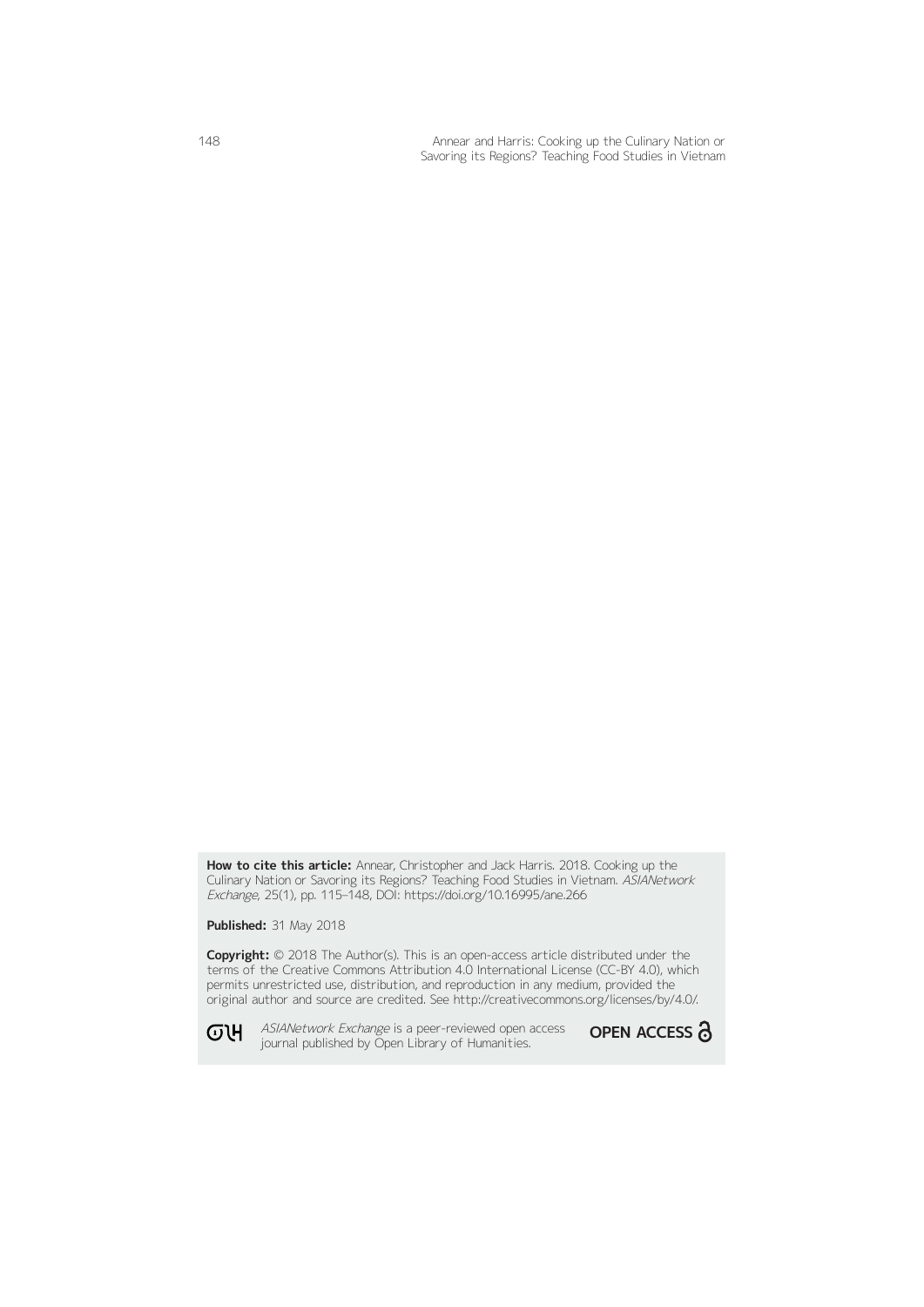**How to cite this article:** Annear, Christopher and Jack Harris. 2018. Cooking up the Culinary Nation or Savoring its Regions? Teaching Food Studies in Vietnam. *ASIANetwork Exchange*, 25(1), pp. 115–148, DOI: https://doi.org/10.16995/ane.266

**Published:** 31 May 2018

**Copyright:** © 2018 The Author(s). This is an open-access article distributed under the terms of the Creative Commons Attribution 4.0 International License (CC-BY 4.0), which permits unrestricted use, distribution, and reproduction in any medium, provided the original author and source are credited. See http://creativecommons.org/licenses/by/4.0/.

*ASIANetwork Exchange* is a peer-reviewed open access journal published by Open Library of Humanities.

OPEN ACCESS